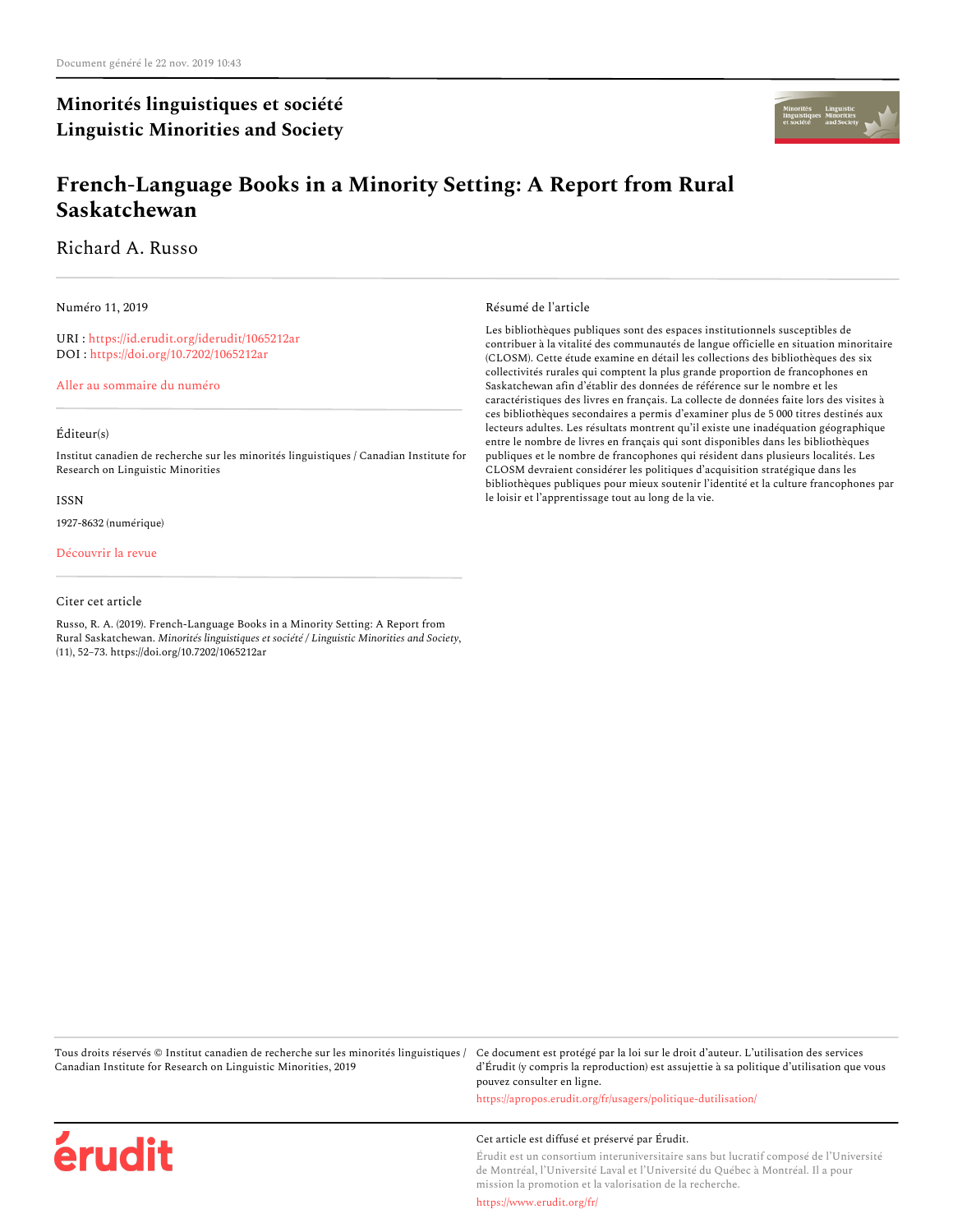Document généré le 22 nov. 2019 10:43

**Minorités linguistiques et société**
**Linguistic Minorities and Society**

# French-Language Books in a Minority Setting: A Report from Rural Saskatchewan

Richard A. Russo

Numéro 11, 2019

URI : https://id.erudit.org/iderudit/1065212ar
DOI : https://doi.org/10.7202/1065212ar

Aller au sommaire du numéro

Éditeur(s)

Institut canadien de recherche sur les minorités linguistiques / Canadian Institute for Research on Linguistic Minorities

ISSN

1927-8632 (numérique)

Découvrir la revue

Citer cet article

Russo, R. A. (2019). French-Language Books in a Minority Setting: A Report from Rural Saskatchewan. *Minorités linguistiques et société / Linguistic Minorities and Society*, (11), 52–73. https://doi.org/10.7202/1065212ar

Résumé de l'article

Les bibliothèques publiques sont des espaces institutionnels susceptibles de contribuer à la vitalité des communautés de langue officielle en situation minoritaire (CLOSM). Cette étude examine en détail les collections des bibliothèques des six collectivités rurales qui comptent la plus grande proportion de francophones en Saskatchewan afin d'établir des données de référence sur le nombre et les caractéristiques des livres en français. La collecte de données faite lors des visites à ces bibliothèques secondaires a permis d'examiner plus de 5 000 titres destinés aux lecteurs adultes. Les résultats montrent qu'il existe une inadéquation géographique entre le nombre de livres en français qui sont disponibles dans les bibliothèques publiques et le nombre de francophones qui résident dans plusieurs localités. Les CLOSM devraient considérer les politiques d'acquisition stratégique dans les bibliothèques publiques pour mieux soutenir l'identité et la culture francophones par le loisir et l'apprentissage tout au long de la vie.

Tous droits réservés © Institut canadien de recherche sur les minorités linguistiques / Canadian Institute for Research on Linguistic Minorities, 2019

Ce document est protégé par la loi sur le droit d'auteur. L'utilisation des services d'Érudit (y compris la reproduction) est assujettie à sa politique d'utilisation que vous pouvez consulter en ligne.

https://apropos.erudit.org/fr/usagers/politique-dutilisation/

Cet article est diffusé et préservé par Érudit.

Érudit est un consortium interuniversitaire sans but lucratif composé de l'Université de Montréal, l'Université Laval et l'Université du Québec à Montréal. Il a pour mission la promotion et la valorisation de la recherche.

https://www.erudit.org/fr/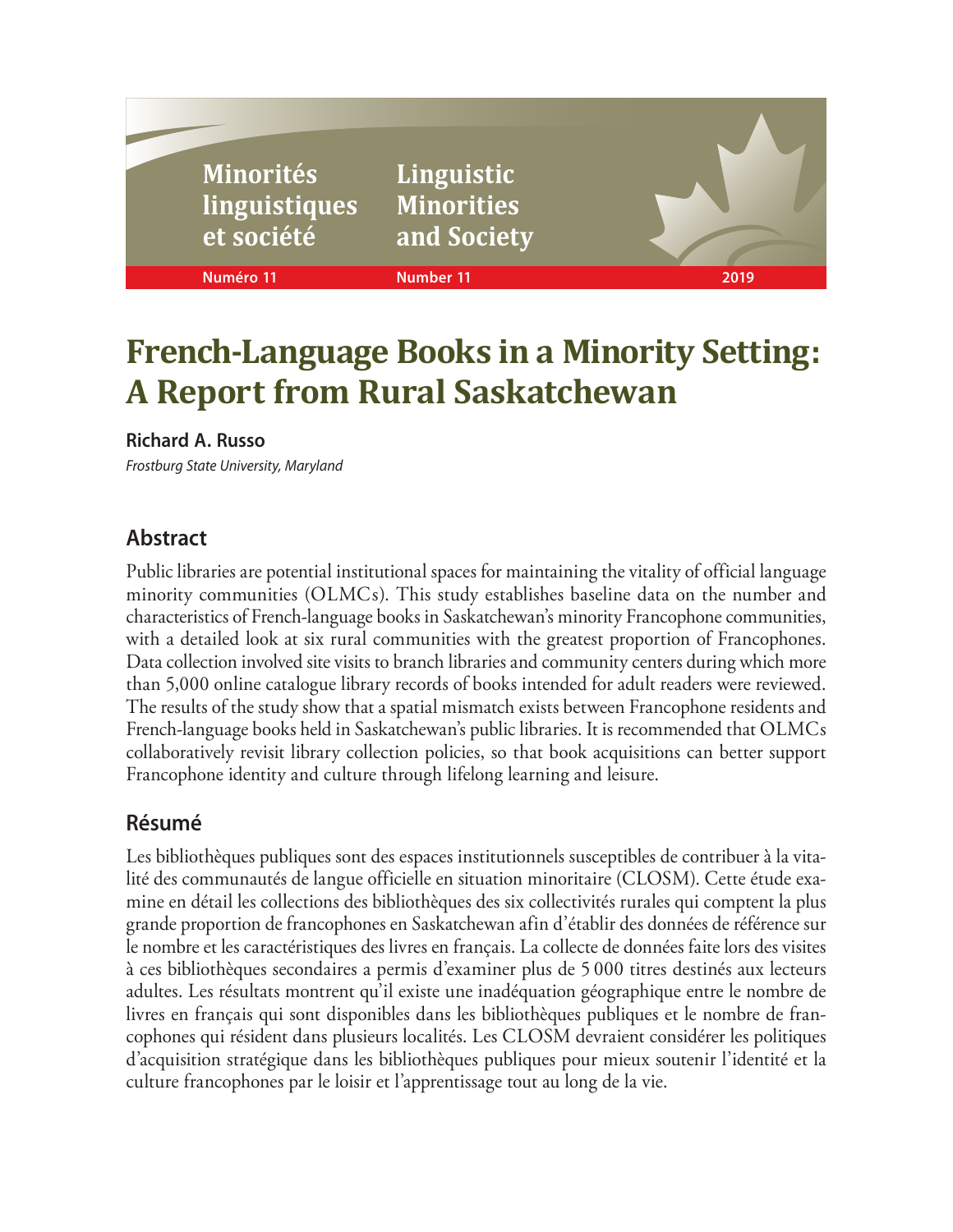# French-Language Books in a Minority Setting: A Report from Rural Saskatchewan

**Richard A. Russo**

*Frostburg State University, Maryland*

## Abstract

Public libraries are potential institutional spaces for maintaining the vitality of official language minority communities (OLMCs). This study establishes baseline data on the number and characteristics of French-language books in Saskatchewan's minority Francophone communities, with a detailed look at six rural communities with the greatest proportion of Francophones. Data collection involved site visits to branch libraries and community centers during which more than 5,000 online catalogue library records of books intended for adult readers were reviewed. The results of the study show that a spatial mismatch exists between Francophone residents and French-language books held in Saskatchewan's public libraries. It is recommended that OLMCs collaboratively revisit library collection policies, so that book acquisitions can better support Francophone identity and culture through lifelong learning and leisure.

## Résumé

Les bibliothèques publiques sont des espaces institutionnels susceptibles de contribuer à la vitalité des communautés de langue officielle en situation minoritaire (CLOSM). Cette étude examine en détail les collections des bibliothèques des six collectivités rurales qui comptent la plus grande proportion de francophones en Saskatchewan afin d'établir des données de référence sur le nombre et les caractéristiques des livres en français. La collecte de données faite lors des visites à ces bibliothèques secondaires a permis d'examiner plus de 5 000 titres destinés aux lecteurs adultes. Les résultats montrent qu'il existe une inadéquation géographique entre le nombre de livres en français qui sont disponibles dans les bibliothèques publiques et le nombre de francophones qui résident dans plusieurs localités. Les CLOSM devraient considérer les politiques d'acquisition stratégique dans les bibliothèques publiques pour mieux soutenir l'identité et la culture francophones par le loisir et l'apprentissage tout au long de la vie.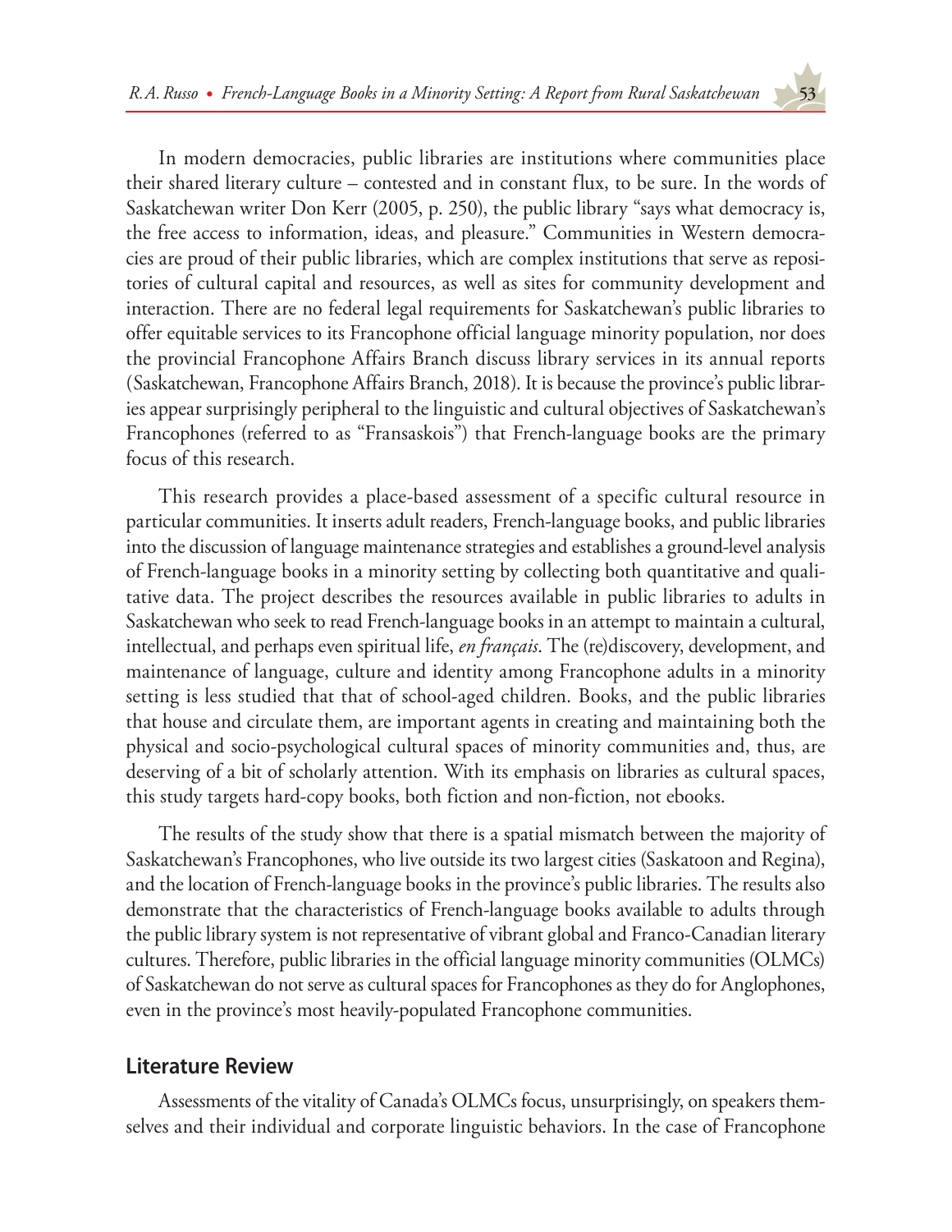In modern democracies, public libraries are institutions where communities place their shared literary culture – contested and in constant flux, to be sure. In the words of Saskatchewan writer Don Kerr (2005, p. 250), the public library "says what democracy is, the free access to information, ideas, and pleasure." Communities in Western democracies are proud of their public libraries, which are complex institutions that serve as repositories of cultural capital and resources, as well as sites for community development and interaction. There are no federal legal requirements for Saskatchewan's public libraries to offer equitable services to its Francophone official language minority population, nor does the provincial Francophone Affairs Branch discuss library services in its annual reports (Saskatchewan, Francophone Affairs Branch, 2018). It is because the province's public libraries appear surprisingly peripheral to the linguistic and cultural objectives of Saskatchewan's Francophones (referred to as "Fransaskois") that French-language books are the primary focus of this research.

This research provides a place-based assessment of a specific cultural resource in particular communities. It inserts adult readers, French-language books, and public libraries into the discussion of language maintenance strategies and establishes a ground-level analysis of French-language books in a minority setting by collecting both quantitative and qualitative data. The project describes the resources available in public libraries to adults in Saskatchewan who seek to read French-language books in an attempt to maintain a cultural, intellectual, and perhaps even spiritual life, *en français*. The (re)discovery, development, and maintenance of language, culture and identity among Francophone adults in a minority setting is less studied that that of school-aged children. Books, and the public libraries that house and circulate them, are important agents in creating and maintaining both the physical and socio-psychological cultural spaces of minority communities and, thus, are deserving of a bit of scholarly attention. With its emphasis on libraries as cultural spaces, this study targets hard-copy books, both fiction and non-fiction, not ebooks.

The results of the study show that there is a spatial mismatch between the majority of Saskatchewan's Francophones, who live outside its two largest cities (Saskatoon and Regina), and the location of French-language books in the province's public libraries. The results also demonstrate that the characteristics of French-language books available to adults through the public library system is not representative of vibrant global and Franco-Canadian literary cultures. Therefore, public libraries in the official language minority communities (OLMCs) of Saskatchewan do not serve as cultural spaces for Francophones as they do for Anglophones, even in the province's most heavily-populated Francophone communities.

## Literature Review

Assessments of the vitality of Canada's OLMCs focus, unsurprisingly, on speakers themselves and their individual and corporate linguistic behaviors. In the case of Francophone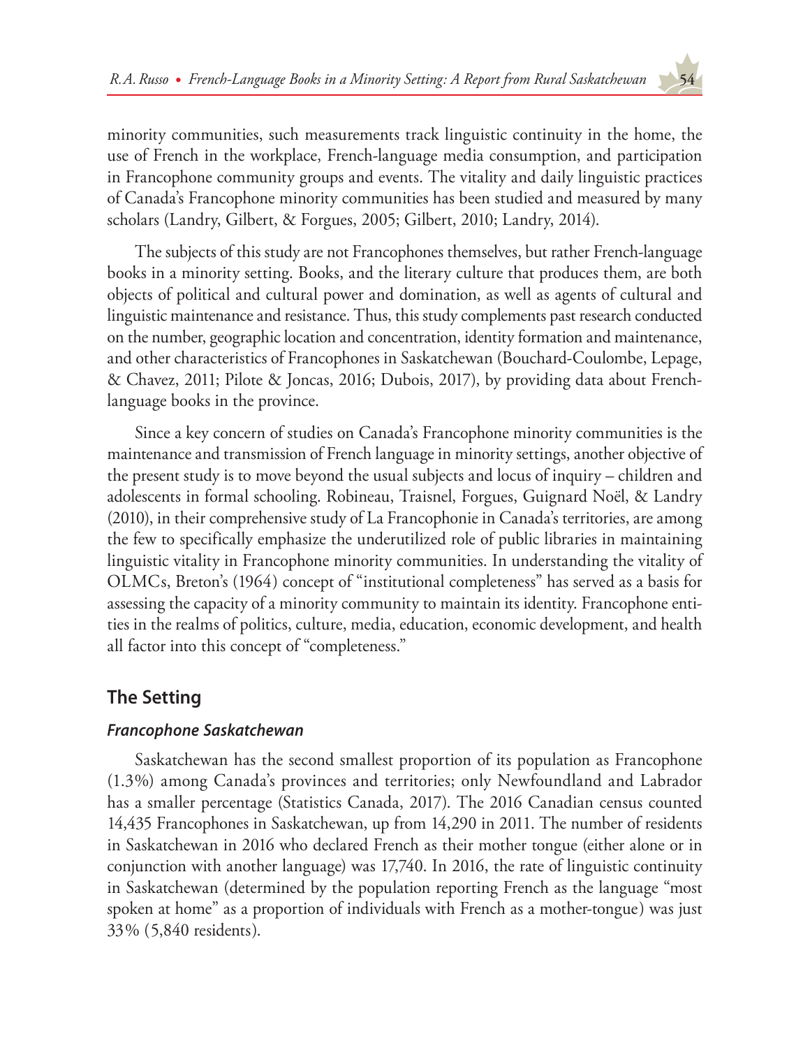minority communities, such measurements track linguistic continuity in the home, the use of French in the workplace, French-language media consumption, and participation in Francophone community groups and events. The vitality and daily linguistic practices of Canada's Francophone minority communities has been studied and measured by many scholars (Landry, Gilbert, & Forgues, 2005; Gilbert, 2010; Landry, 2014).

The subjects of this study are not Francophones themselves, but rather French-language books in a minority setting. Books, and the literary culture that produces them, are both objects of political and cultural power and domination, as well as agents of cultural and linguistic maintenance and resistance. Thus, this study complements past research conducted on the number, geographic location and concentration, identity formation and maintenance, and other characteristics of Francophones in Saskatchewan (Bouchard-Coulombe, Lepage, & Chavez, 2011; Pilote & Joncas, 2016; Dubois, 2017), by providing data about French-language books in the province.

Since a key concern of studies on Canada's Francophone minority communities is the maintenance and transmission of French language in minority settings, another objective of the present study is to move beyond the usual subjects and locus of inquiry – children and adolescents in formal schooling. Robineau, Traisnel, Forgues, Guignard Noël, & Landry (2010), in their comprehensive study of La Francophonie in Canada's territories, are among the few to specifically emphasize the underutilized role of public libraries in maintaining linguistic vitality in Francophone minority communities. In understanding the vitality of OLMCs, Breton's (1964) concept of "institutional completeness" has served as a basis for assessing the capacity of a minority community to maintain its identity. Francophone entities in the realms of politics, culture, media, education, economic development, and health all factor into this concept of "completeness."

## The Setting

### *Francophone Saskatchewan*

Saskatchewan has the second smallest proportion of its population as Francophone (1.3%) among Canada's provinces and territories; only Newfoundland and Labrador has a smaller percentage (Statistics Canada, 2017). The 2016 Canadian census counted 14,435 Francophones in Saskatchewan, up from 14,290 in 2011. The number of residents in Saskatchewan in 2016 who declared French as their mother tongue (either alone or in conjunction with another language) was 17,740. In 2016, the rate of linguistic continuity in Saskatchewan (determined by the population reporting French as the language "most spoken at home" as a proportion of individuals with French as a mother-tongue) was just 33% (5,840 residents).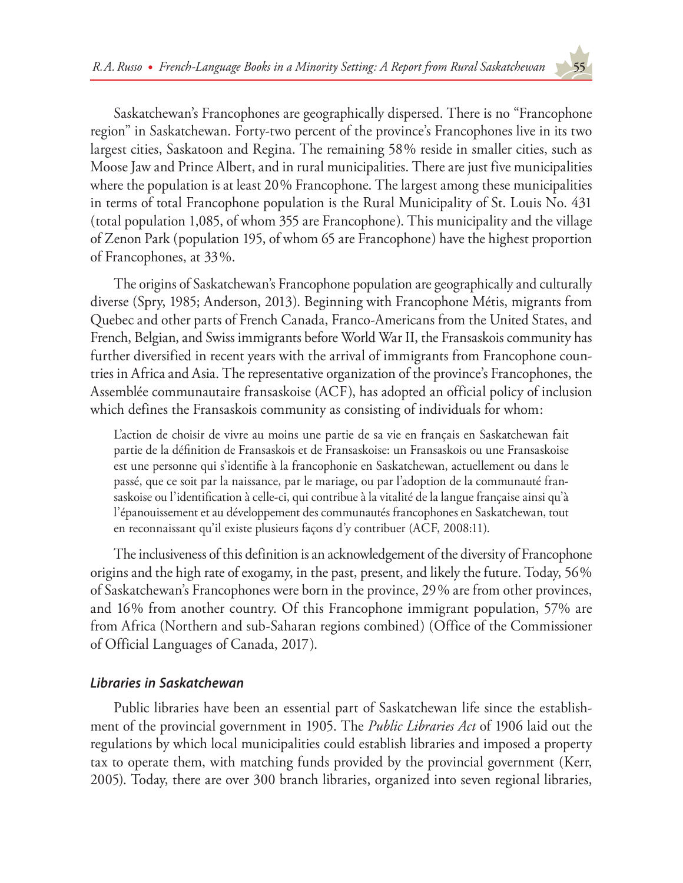Saskatchewan's Francophones are geographically dispersed. There is no "Francophone region" in Saskatchewan. Forty-two percent of the province's Francophones live in its two largest cities, Saskatoon and Regina. The remaining 58% reside in smaller cities, such as Moose Jaw and Prince Albert, and in rural municipalities. There are just five municipalities where the population is at least 20% Francophone. The largest among these municipalities in terms of total Francophone population is the Rural Municipality of St. Louis No. 431 (total population 1,085, of whom 355 are Francophone). This municipality and the village of Zenon Park (population 195, of whom 65 are Francophone) have the highest proportion of Francophones, at 33%.

The origins of Saskatchewan's Francophone population are geographically and culturally diverse (Spry, 1985; Anderson, 2013). Beginning with Francophone Métis, migrants from Quebec and other parts of French Canada, Franco-Americans from the United States, and French, Belgian, and Swiss immigrants before World War II, the Fransaskois community has further diversified in recent years with the arrival of immigrants from Francophone countries in Africa and Asia. The representative organization of the province's Francophones, the Assemblée communautaire fransaskoise (ACF), has adopted an official policy of inclusion which defines the Fransaskois community as consisting of individuals for whom:

> L'action de choisir de vivre au moins une partie de sa vie en français en Saskatchewan fait partie de la définition de Fransaskois et de Fransaskoise: un Fransaskois ou une Fransaskoise est une personne qui s'identifie à la francophonie en Saskatchewan, actuellement ou dans le passé, que ce soit par la naissance, par le mariage, ou par l'adoption de la communauté fransaskoise ou l'identification à celle-ci, qui contribue à la vitalité de la langue française ainsi qu'à l'épanouissement et au développement des communautés francophones en Saskatchewan, tout en reconnaissant qu'il existe plusieurs façons d'y contribuer (ACF, 2008:11).

The inclusiveness of this definition is an acknowledgement of the diversity of Francophone origins and the high rate of exogamy, in the past, present, and likely the future. Today, 56% of Saskatchewan's Francophones were born in the province, 29% are from other provinces, and 16% from another country. Of this Francophone immigrant population, 57% are from Africa (Northern and sub-Saharan regions combined) (Office of the Commissioner of Official Languages of Canada, 2017).

### *Libraries in Saskatchewan*

Public libraries have been an essential part of Saskatchewan life since the establishment of the provincial government in 1905. The *Public Libraries Act* of 1906 laid out the regulations by which local municipalities could establish libraries and imposed a property tax to operate them, with matching funds provided by the provincial government (Kerr, 2005). Today, there are over 300 branch libraries, organized into seven regional libraries,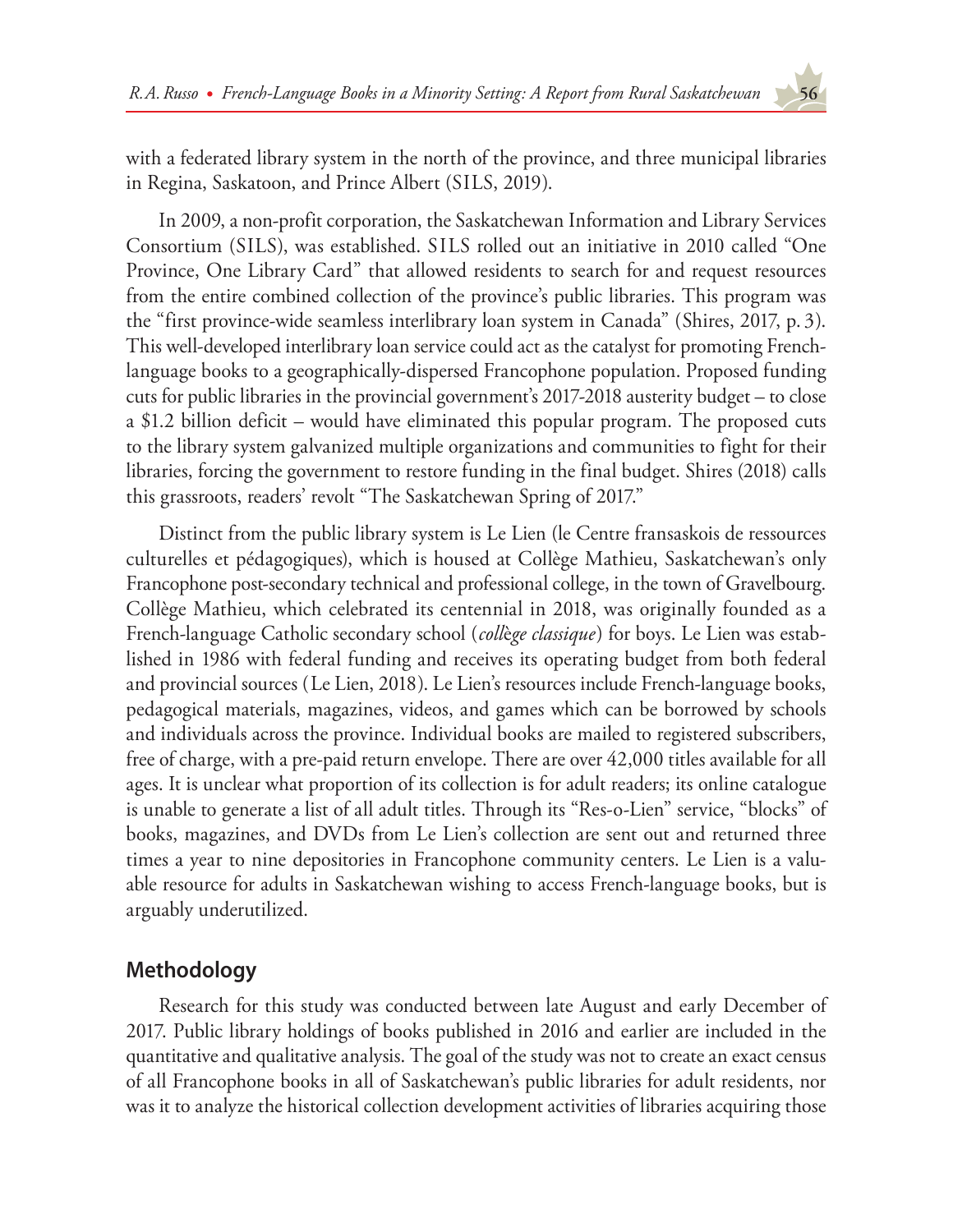with a federated library system in the north of the province, and three municipal libraries in Regina, Saskatoon, and Prince Albert (SILS, 2019).

In 2009, a non-profit corporation, the Saskatchewan Information and Library Services Consortium (SILS), was established. SILS rolled out an initiative in 2010 called "One Province, One Library Card" that allowed residents to search for and request resources from the entire combined collection of the province's public libraries. This program was the "first province-wide seamless interlibrary loan system in Canada" (Shires, 2017, p. 3). This well-developed interlibrary loan service could act as the catalyst for promoting French-language books to a geographically-dispersed Francophone population. Proposed funding cuts for public libraries in the provincial government's 2017-2018 austerity budget – to close a $1.2 billion deficit – would have eliminated this popular program. The proposed cuts to the library system galvanized multiple organizations and communities to fight for their libraries, forcing the government to restore funding in the final budget. Shires (2018) calls this grassroots, readers' revolt "The Saskatchewan Spring of 2017."

Distinct from the public library system is Le Lien (le Centre fransaskois de ressources culturelles et pédagogiques), which is housed at Collège Mathieu, Saskatchewan's only Francophone post-secondary technical and professional college, in the town of Gravelbourg. Collège Mathieu, which celebrated its centennial in 2018, was originally founded as a French-language Catholic secondary school (*collège classique*) for boys. Le Lien was established in 1986 with federal funding and receives its operating budget from both federal and provincial sources (Le Lien, 2018). Le Lien's resources include French-language books, pedagogical materials, magazines, videos, and games which can be borrowed by schools and individuals across the province. Individual books are mailed to registered subscribers, free of charge, with a pre-paid return envelope. There are over 42,000 titles available for all ages. It is unclear what proportion of its collection is for adult readers; its online catalogue is unable to generate a list of all adult titles. Through its "Res-o-Lien" service, "blocks" of books, magazines, and DVDs from Le Lien's collection are sent out and returned three times a year to nine depositories in Francophone community centers. Le Lien is a valuable resource for adults in Saskatchewan wishing to access French-language books, but is arguably underutilized.

## Methodology

Research for this study was conducted between late August and early December of 2017. Public library holdings of books published in 2016 and earlier are included in the quantitative and qualitative analysis. The goal of the study was not to create an exact census of all Francophone books in all of Saskatchewan's public libraries for adult residents, nor was it to analyze the historical collection development activities of libraries acquiring those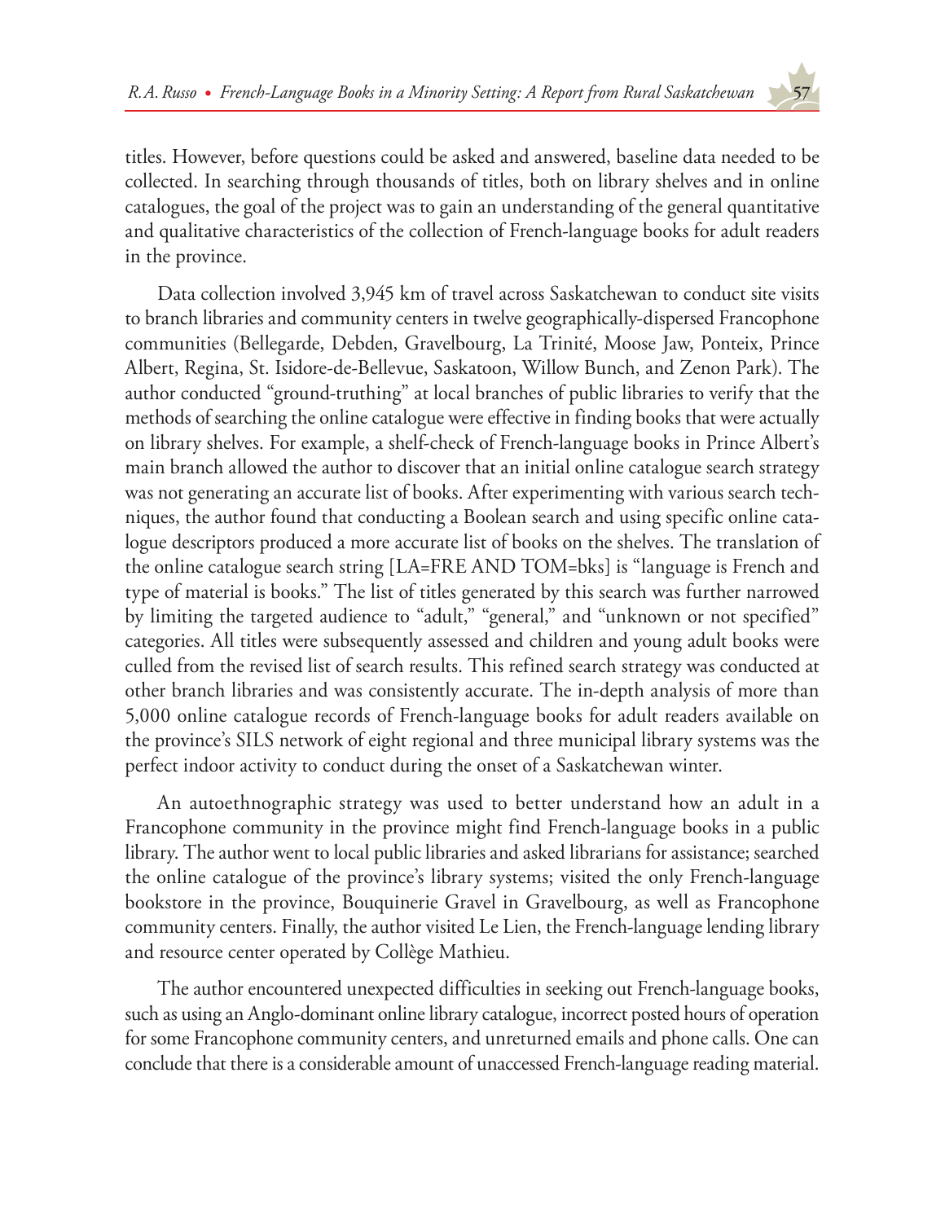titles. However, before questions could be asked and answered, baseline data needed to be collected. In searching through thousands of titles, both on library shelves and in online catalogues, the goal of the project was to gain an understanding of the general quantitative and qualitative characteristics of the collection of French-language books for adult readers in the province.

Data collection involved 3,945 km of travel across Saskatchewan to conduct site visits to branch libraries and community centers in twelve geographically-dispersed Francophone communities (Bellegarde, Debden, Gravelbourg, La Trinité, Moose Jaw, Ponteix, Prince Albert, Regina, St. Isidore-de-Bellevue, Saskatoon, Willow Bunch, and Zenon Park). The author conducted "ground-truthing" at local branches of public libraries to verify that the methods of searching the online catalogue were effective in finding books that were actually on library shelves. For example, a shelf-check of French-language books in Prince Albert's main branch allowed the author to discover that an initial online catalogue search strategy was not generating an accurate list of books. After experimenting with various search techniques, the author found that conducting a Boolean search and using specific online catalogue descriptors produced a more accurate list of books on the shelves. The translation of the online catalogue search string [LA=FRE AND TOM=bks] is "language is French and type of material is books." The list of titles generated by this search was further narrowed by limiting the targeted audience to "adult," "general," and "unknown or not specified" categories. All titles were subsequently assessed and children and young adult books were culled from the revised list of search results. This refined search strategy was conducted at other branch libraries and was consistently accurate. The in-depth analysis of more than 5,000 online catalogue records of French-language books for adult readers available on the province's SILS network of eight regional and three municipal library systems was the perfect indoor activity to conduct during the onset of a Saskatchewan winter.

An autoethnographic strategy was used to better understand how an adult in a Francophone community in the province might find French-language books in a public library. The author went to local public libraries and asked librarians for assistance; searched the online catalogue of the province's library systems; visited the only French-language bookstore in the province, Bouquinerie Gravel in Gravelbourg, as well as Francophone community centers. Finally, the author visited Le Lien, the French-language lending library and resource center operated by Collège Mathieu.

The author encountered unexpected difficulties in seeking out French-language books, such as using an Anglo-dominant online library catalogue, incorrect posted hours of operation for some Francophone community centers, and unreturned emails and phone calls. One can conclude that there is a considerable amount of unaccessed French-language reading material.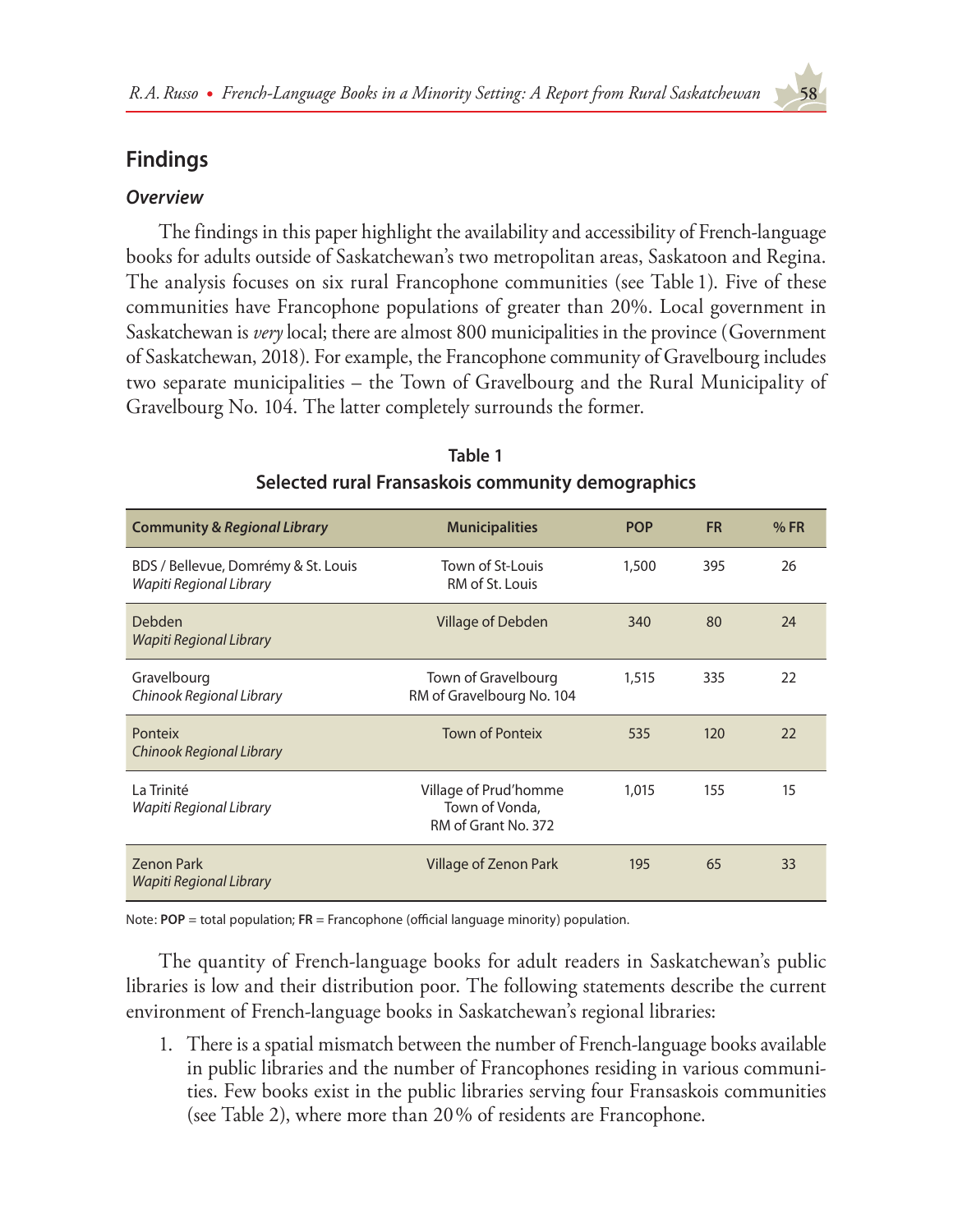## Findings

### *Overview*

The findings in this paper highlight the availability and accessibility of French-language books for adults outside of Saskatchewan's two metropolitan areas, Saskatoon and Regina. The analysis focuses on six rural Francophone communities (see Table 1). Five of these communities have Francophone populations of greater than 20%. Local government in Saskatchewan is *very* local; there are almost 800 municipalities in the province (Government of Saskatchewan, 2018). For example, the Francophone community of Gravelbourg includes two separate municipalities – the Town of Gravelbourg and the Rural Municipality of Gravelbourg No. 104. The latter completely surrounds the former.

**Table 1**
**Selected rural Fransaskois community demographics**

| **Community & *Regional Library*** | **Municipalities** | **POP** | **FR** | **% FR** |
|---|---|---|---|---|
| BDS / Bellevue, Domrémy & St. Louis<br>*Wapiti Regional Library* | Town of St-Louis<br>RM of St. Louis | 1,500 | 395 | 26 |
| Debden<br>*Wapiti Regional Library* | Village of Debden | 340 | 80 | 24 |
| Gravelbourg<br>*Chinook Regional Library* | Town of Gravelbourg<br>RM of Gravelbourg No. 104 | 1,515 | 335 | 22 |
| Ponteix<br>*Chinook Regional Library* | Town of Ponteix | 535 | 120 | 22 |
| La Trinité<br>*Wapiti Regional Library* | Village of Prud'homme<br>Town of Vonda,<br>RM of Grant No. 372 | 1,015 | 155 | 15 |
| Zenon Park<br>*Wapiti Regional Library* | Village of Zenon Park | 195 | 65 | 33 |

Note: **POP** = total population; **FR** = Francophone (official language minority) population.

The quantity of French-language books for adult readers in Saskatchewan's public libraries is low and their distribution poor. The following statements describe the current environment of French-language books in Saskatchewan's regional libraries:

1. There is a spatial mismatch between the number of French-language books available in public libraries and the number of Francophones residing in various communities. Few books exist in the public libraries serving four Fransaskois communities (see Table 2), where more than 20% of residents are Francophone.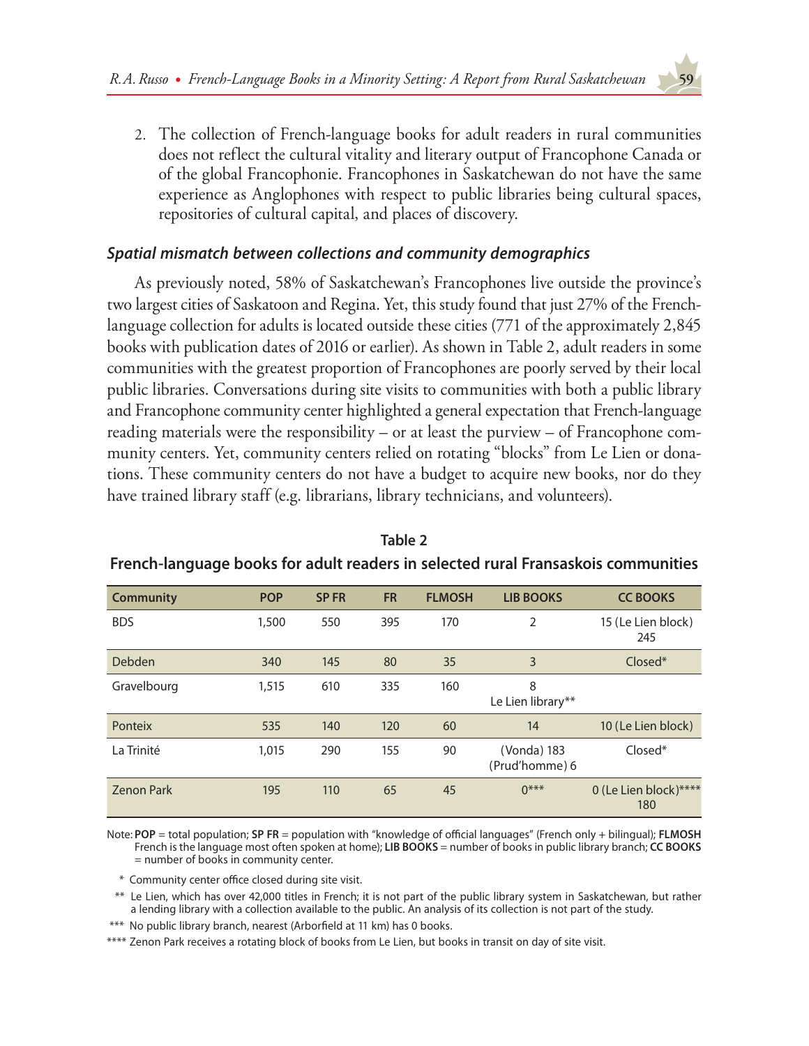2. The collection of French-language books for adult readers in rural communities does not reflect the cultural vitality and literary output of Francophone Canada or of the global Francophonie. Francophones in Saskatchewan do not have the same experience as Anglophones with respect to public libraries being cultural spaces, repositories of cultural capital, and places of discovery.

### *Spatial mismatch between collections and community demographics*

As previously noted, 58% of Saskatchewan's Francophones live outside the province's two largest cities of Saskatoon and Regina. Yet, this study found that just 27% of the French-language collection for adults is located outside these cities (771 of the approximately 2,845 books with publication dates of 2016 or earlier). As shown in Table 2, adult readers in some communities with the greatest proportion of Francophones are poorly served by their local public libraries. Conversations during site visits to communities with both a public library and Francophone community center highlighted a general expectation that French-language reading materials were the responsibility – or at least the purview – of Francophone community centers. Yet, community centers relied on rotating "blocks" from Le Lien or donations. These community centers do not have a budget to acquire new books, nor do they have trained library staff (e.g. librarians, library technicians, and volunteers).

**Table 2**

**French-language books for adult readers in selected rural Fransaskois communities**

| Community | POP | SP FR | FR | FLMOSH | LIB BOOKS | CC BOOKS |
|---|---|---|---|---|---|---|
| BDS | 1,500 | 550 | 395 | 170 | 2 | 15 (Le Lien block) 245 |
| Debden | 340 | 145 | 80 | 35 | 3 | Closed* |
| Gravelbourg | 1,515 | 610 | 335 | 160 | 8 Le Lien library** | |
| Ponteix | 535 | 140 | 120 | 60 | 14 | 10 (Le Lien block) |
| La Trinité | 1,015 | 290 | 155 | 90 | (Vonda) 183 (Prud'homme) 6 | Closed* |
| Zenon Park | 195 | 110 | 65 | 45 | 0*** | 0 (Le Lien block)**** 180 |

Note: **POP** = total population; **SP FR** = population with "knowledge of official languages" (French only + bilingual); **FLMOSH** French is the language most often spoken at home); **LIB BOOKS** = number of books in public library branch; **CC BOOKS** = number of books in community center.

\* Community center office closed during site visit.

\*\* Le Lien, which has over 42,000 titles in French; it is not part of the public library system in Saskatchewan, but rather a lending library with a collection available to the public. An analysis of its collection is not part of the study.

\*\*\* No public library branch, nearest (Arborfield at 11 km) has 0 books.

\*\*\*\* Zenon Park receives a rotating block of books from Le Lien, but books in transit on day of site visit.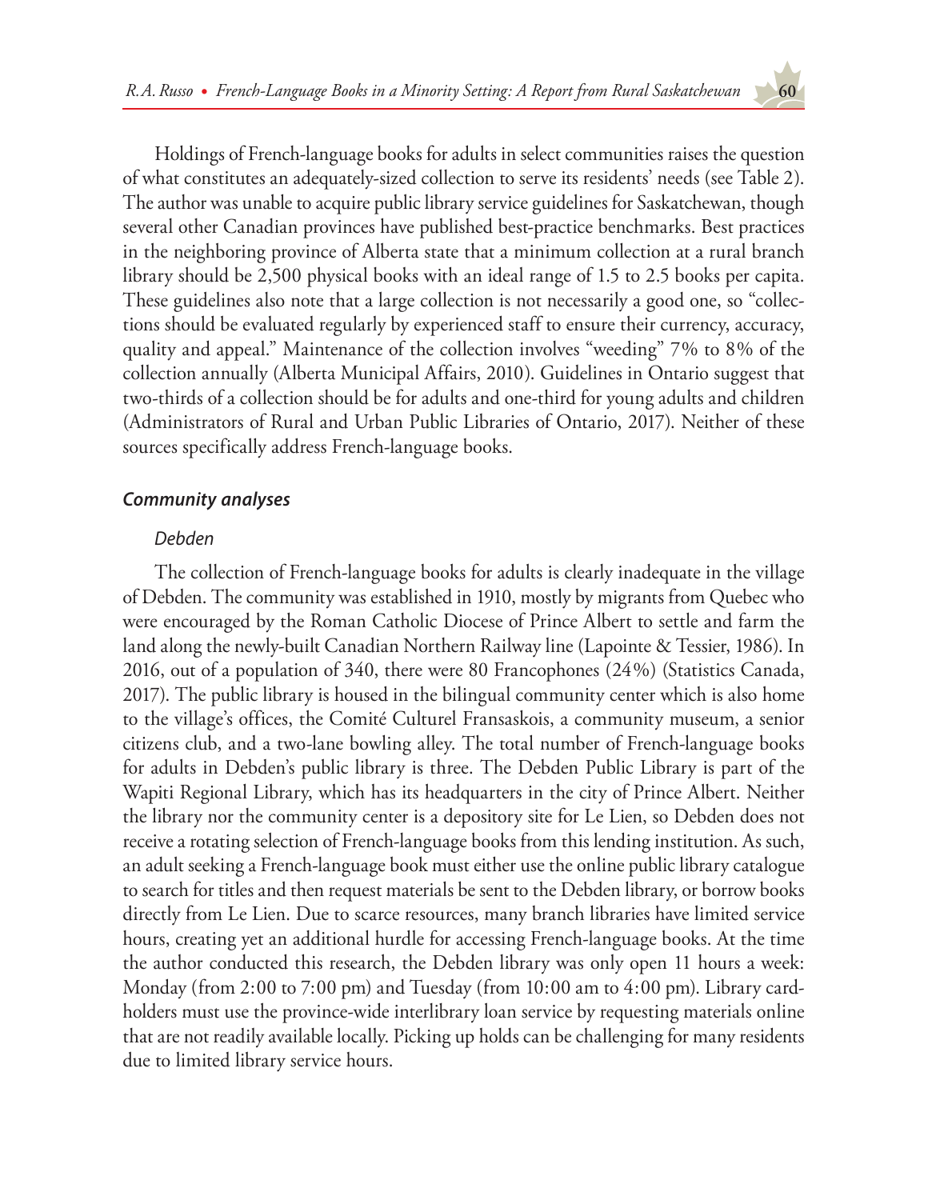Holdings of French-language books for adults in select communities raises the question of what constitutes an adequately-sized collection to serve its residents' needs (see Table 2). The author was unable to acquire public library service guidelines for Saskatchewan, though several other Canadian provinces have published best-practice benchmarks. Best practices in the neighboring province of Alberta state that a minimum collection at a rural branch library should be 2,500 physical books with an ideal range of 1.5 to 2.5 books per capita. These guidelines also note that a large collection is not necessarily a good one, so "collections should be evaluated regularly by experienced staff to ensure their currency, accuracy, quality and appeal." Maintenance of the collection involves "weeding" 7% to 8% of the collection annually (Alberta Municipal Affairs, 2010). Guidelines in Ontario suggest that two-thirds of a collection should be for adults and one-third for young adults and children (Administrators of Rural and Urban Public Libraries of Ontario, 2017). Neither of these sources specifically address French-language books.

### *Community analyses*

#### *Debden*

The collection of French-language books for adults is clearly inadequate in the village of Debden. The community was established in 1910, mostly by migrants from Quebec who were encouraged by the Roman Catholic Diocese of Prince Albert to settle and farm the land along the newly-built Canadian Northern Railway line (Lapointe & Tessier, 1986). In 2016, out of a population of 340, there were 80 Francophones (24%) (Statistics Canada, 2017). The public library is housed in the bilingual community center which is also home to the village's offices, the Comité Culturel Fransaskois, a community museum, a senior citizens club, and a two-lane bowling alley. The total number of French-language books for adults in Debden's public library is three. The Debden Public Library is part of the Wapiti Regional Library, which has its headquarters in the city of Prince Albert. Neither the library nor the community center is a depository site for Le Lien, so Debden does not receive a rotating selection of French-language books from this lending institution. As such, an adult seeking a French-language book must either use the online public library catalogue to search for titles and then request materials be sent to the Debden library, or borrow books directly from Le Lien. Due to scarce resources, many branch libraries have limited service hours, creating yet an additional hurdle for accessing French-language books. At the time the author conducted this research, the Debden library was only open 11 hours a week: Monday (from 2:00 to 7:00 pm) and Tuesday (from 10:00 am to 4:00 pm). Library cardholders must use the province-wide interlibrary loan service by requesting materials online that are not readily available locally. Picking up holds can be challenging for many residents due to limited library service hours.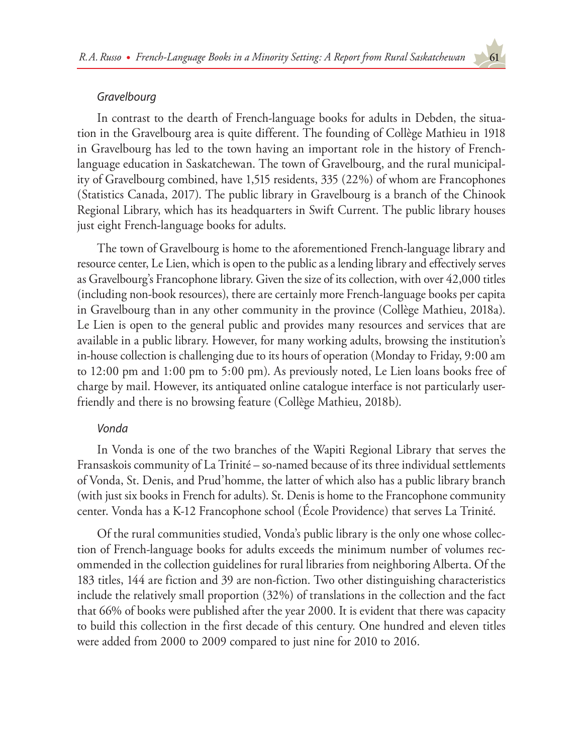### *Gravelbourg*

In contrast to the dearth of French-language books for adults in Debden, the situation in the Gravelbourg area is quite different. The founding of Collège Mathieu in 1918 in Gravelbourg has led to the town having an important role in the history of French-language education in Saskatchewan. The town of Gravelbourg, and the rural municipality of Gravelbourg combined, have 1,515 residents, 335 (22%) of whom are Francophones (Statistics Canada, 2017). The public library in Gravelbourg is a branch of the Chinook Regional Library, which has its headquarters in Swift Current. The public library houses just eight French-language books for adults.

The town of Gravelbourg is home to the aforementioned French-language library and resource center, Le Lien, which is open to the public as a lending library and effectively serves as Gravelbourg's Francophone library. Given the size of its collection, with over 42,000 titles (including non-book resources), there are certainly more French-language books per capita in Gravelbourg than in any other community in the province (Collège Mathieu, 2018a). Le Lien is open to the general public and provides many resources and services that are available in a public library. However, for many working adults, browsing the institution's in-house collection is challenging due to its hours of operation (Monday to Friday, 9:00 am to 12:00 pm and 1:00 pm to 5:00 pm). As previously noted, Le Lien loans books free of charge by mail. However, its antiquated online catalogue interface is not particularly user-friendly and there is no browsing feature (Collège Mathieu, 2018b).

### *Vonda*

In Vonda is one of the two branches of the Wapiti Regional Library that serves the Fransaskois community of La Trinité – so-named because of its three individual settlements of Vonda, St. Denis, and Prud'homme, the latter of which also has a public library branch (with just six books in French for adults). St. Denis is home to the Francophone community center. Vonda has a K-12 Francophone school (École Providence) that serves La Trinité.

Of the rural communities studied, Vonda's public library is the only one whose collection of French-language books for adults exceeds the minimum number of volumes recommended in the collection guidelines for rural libraries from neighboring Alberta. Of the 183 titles, 144 are fiction and 39 are non-fiction. Two other distinguishing characteristics include the relatively small proportion (32%) of translations in the collection and the fact that 66% of books were published after the year 2000. It is evident that there was capacity to build this collection in the first decade of this century. One hundred and eleven titles were added from 2000 to 2009 compared to just nine for 2010 to 2016.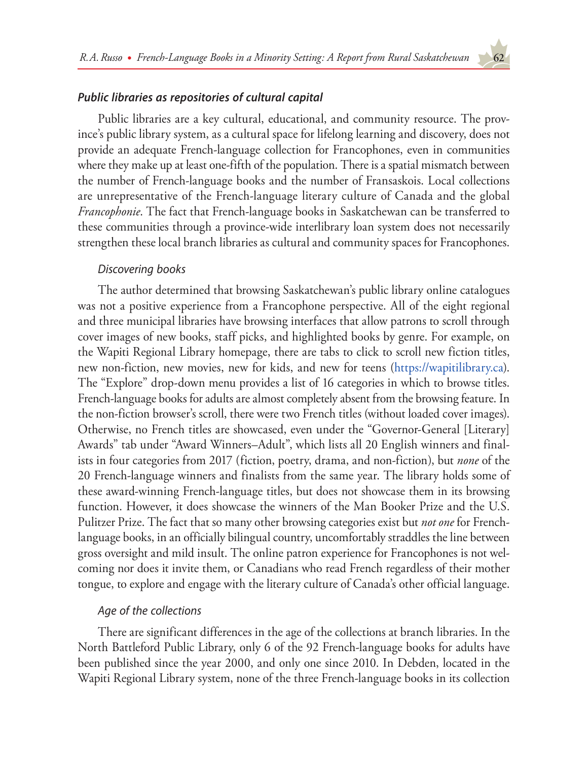### *Public libraries as repositories of cultural capital*

Public libraries are a key cultural, educational, and community resource. The province's public library system, as a cultural space for lifelong learning and discovery, does not provide an adequate French-language collection for Francophones, even in communities where they make up at least one-fifth of the population. There is a spatial mismatch between the number of French-language books and the number of Fransaskois. Local collections are unrepresentative of the French-language literary culture of Canada and the global *Francophonie*. The fact that French-language books in Saskatchewan can be transferred to these communities through a province-wide interlibrary loan system does not necessarily strengthen these local branch libraries as cultural and community spaces for Francophones.

#### *Discovering books*

The author determined that browsing Saskatchewan's public library online catalogues was not a positive experience from a Francophone perspective. All of the eight regional and three municipal libraries have browsing interfaces that allow patrons to scroll through cover images of new books, staff picks, and highlighted books by genre. For example, on the Wapiti Regional Library homepage, there are tabs to click to scroll new fiction titles, new non-fiction, new movies, new for kids, and new for teens (https://wapitilibrary.ca). The "Explore" drop-down menu provides a list of 16 categories in which to browse titles. French-language books for adults are almost completely absent from the browsing feature. In the non-fiction browser's scroll, there were two French titles (without loaded cover images). Otherwise, no French titles are showcased, even under the "Governor-General [Literary] Awards" tab under "Award Winners–Adult", which lists all 20 English winners and finalists in four categories from 2017 (fiction, poetry, drama, and non-fiction), but *none* of the 20 French-language winners and finalists from the same year. The library holds some of these award-winning French-language titles, but does not showcase them in its browsing function. However, it does showcase the winners of the Man Booker Prize and the U.S. Pulitzer Prize. The fact that so many other browsing categories exist but *not one* for French-language books, in an officially bilingual country, uncomfortably straddles the line between gross oversight and mild insult. The online patron experience for Francophones is not welcoming nor does it invite them, or Canadians who read French regardless of their mother tongue, to explore and engage with the literary culture of Canada's other official language.

#### *Age of the collections*

There are significant differences in the age of the collections at branch libraries. In the North Battleford Public Library, only 6 of the 92 French-language books for adults have been published since the year 2000, and only one since 2010. In Debden, located in the Wapiti Regional Library system, none of the three French-language books in its collection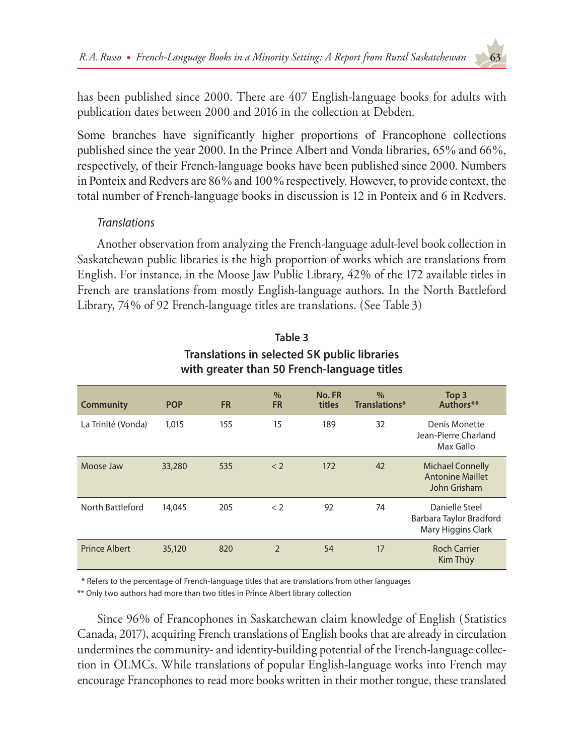has been published since 2000. There are 407 English-language books for adults with publication dates between 2000 and 2016 in the collection at Debden.

Some branches have significantly higher proportions of Francophone collections published since the year 2000. In the Prince Albert and Vonda libraries, 65% and 66%, respectively, of their French-language books have been published since 2000. Numbers in Ponteix and Redvers are 86% and 100% respectively. However, to provide context, the total number of French-language books in discussion is 12 in Ponteix and 6 in Redvers.

### *Translations*

Another observation from analyzing the French-language adult-level book collection in Saskatchewan public libraries is the high proportion of works which are translations from English. For instance, in the Moose Jaw Public Library, 42% of the 172 available titles in French are translations from mostly English-language authors. In the North Battleford Library, 74% of 92 French-language titles are translations. (See Table 3)

**Table 3**
**Translations in selected SK public libraries with greater than 50 French-language titles**

| Community | POP | FR | % FR | No. FR titles | % Translations* | Top 3 Authors** |
|---|---|---|---|---|---|---|
| La Trinité (Vonda) | 1,015 | 155 | 15 | 189 | 32 | Denis Monette<br>Jean-Pierre Charland<br>Max Gallo |
| Moose Jaw | 33,280 | 535 | < 2 | 172 | 42 | Michael Connelly<br>Antonine Maillet<br>John Grisham |
| North Battleford | 14,045 | 205 | < 2 | 92 | 74 | Danielle Steel<br>Barbara Taylor Bradford<br>Mary Higgins Clark |
| Prince Albert | 35,120 | 820 | 2 | 54 | 17 | Roch Carrier<br>Kim Thúy |

\* Refers to the percentage of French-language titles that are translations from other languages

** Only two authors had more than two titles in Prince Albert library collection

Since 96% of Francophones in Saskatchewan claim knowledge of English (Statistics Canada, 2017), acquiring French translations of English books that are already in circulation undermines the community- and identity-building potential of the French-language collection in OLMCs. While translations of popular English-language works into French may encourage Francophones to read more books written in their mother tongue, these translated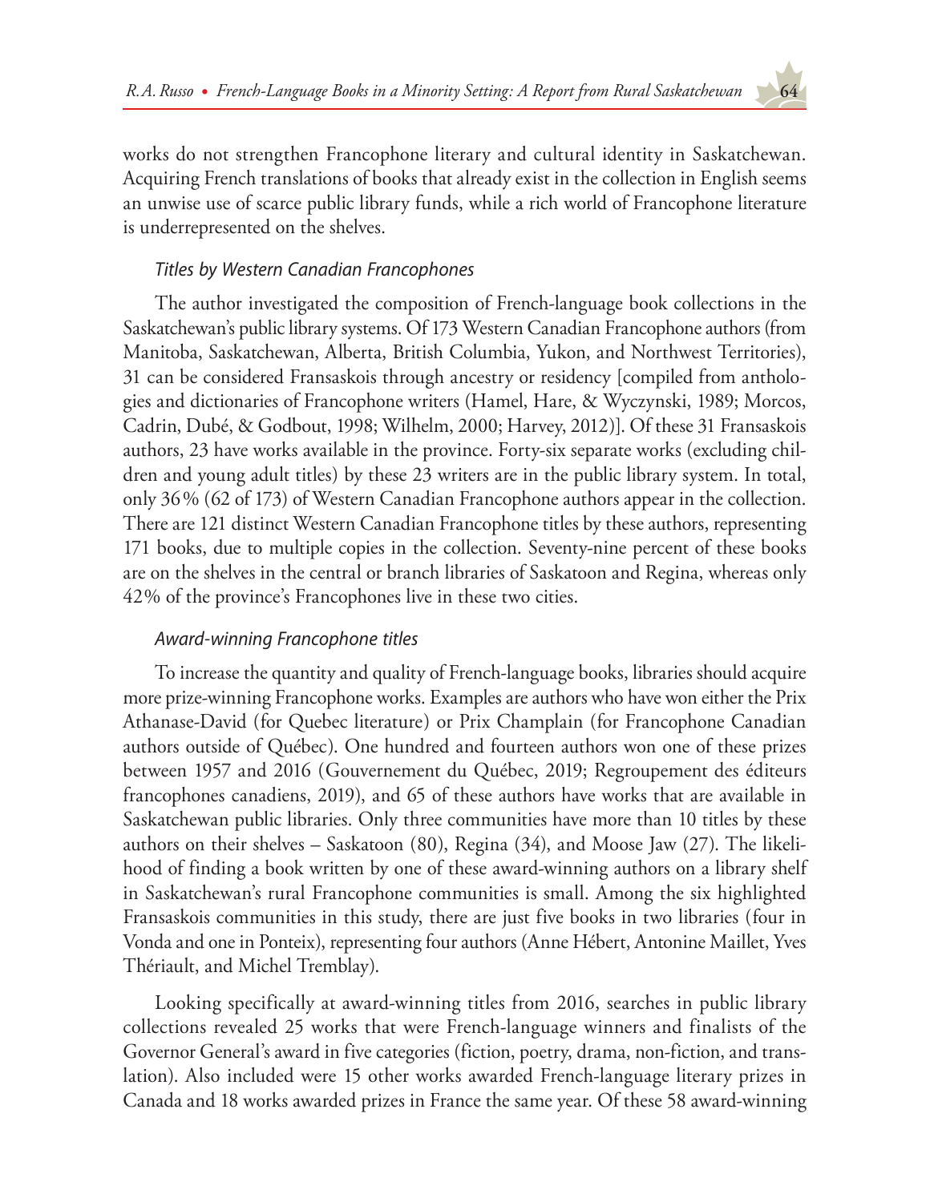works do not strengthen Francophone literary and cultural identity in Saskatchewan. Acquiring French translations of books that already exist in the collection in English seems an unwise use of scarce public library funds, while a rich world of Francophone literature is underrepresented on the shelves.

### *Titles by Western Canadian Francophones*

The author investigated the composition of French-language book collections in the Saskatchewan's public library systems. Of 173 Western Canadian Francophone authors (from Manitoba, Saskatchewan, Alberta, British Columbia, Yukon, and Northwest Territories), 31 can be considered Fransaskois through ancestry or residency [compiled from anthologies and dictionaries of Francophone writers (Hamel, Hare, & Wyczynski, 1989; Morcos, Cadrin, Dubé, & Godbout, 1998; Wilhelm, 2000; Harvey, 2012)]. Of these 31 Fransaskois authors, 23 have works available in the province. Forty-six separate works (excluding children and young adult titles) by these 23 writers are in the public library system. In total, only 36% (62 of 173) of Western Canadian Francophone authors appear in the collection. There are 121 distinct Western Canadian Francophone titles by these authors, representing 171 books, due to multiple copies in the collection. Seventy-nine percent of these books are on the shelves in the central or branch libraries of Saskatoon and Regina, whereas only 42% of the province's Francophones live in these two cities.

### *Award-winning Francophone titles*

To increase the quantity and quality of French-language books, libraries should acquire more prize-winning Francophone works. Examples are authors who have won either the Prix Athanase-David (for Quebec literature) or Prix Champlain (for Francophone Canadian authors outside of Québec). One hundred and fourteen authors won one of these prizes between 1957 and 2016 (Gouvernement du Québec, 2019; Regroupement des éditeurs francophones canadiens, 2019), and 65 of these authors have works that are available in Saskatchewan public libraries. Only three communities have more than 10 titles by these authors on their shelves – Saskatoon (80), Regina (34), and Moose Jaw (27). The likelihood of finding a book written by one of these award-winning authors on a library shelf in Saskatchewan's rural Francophone communities is small. Among the six highlighted Fransaskois communities in this study, there are just five books in two libraries (four in Vonda and one in Ponteix), representing four authors (Anne Hébert, Antonine Maillet, Yves Thériault, and Michel Tremblay).

Looking specifically at award-winning titles from 2016, searches in public library collections revealed 25 works that were French-language winners and finalists of the Governor General's award in five categories (fiction, poetry, drama, non-fiction, and translation). Also included were 15 other works awarded French-language literary prizes in Canada and 18 works awarded prizes in France the same year. Of these 58 award-winning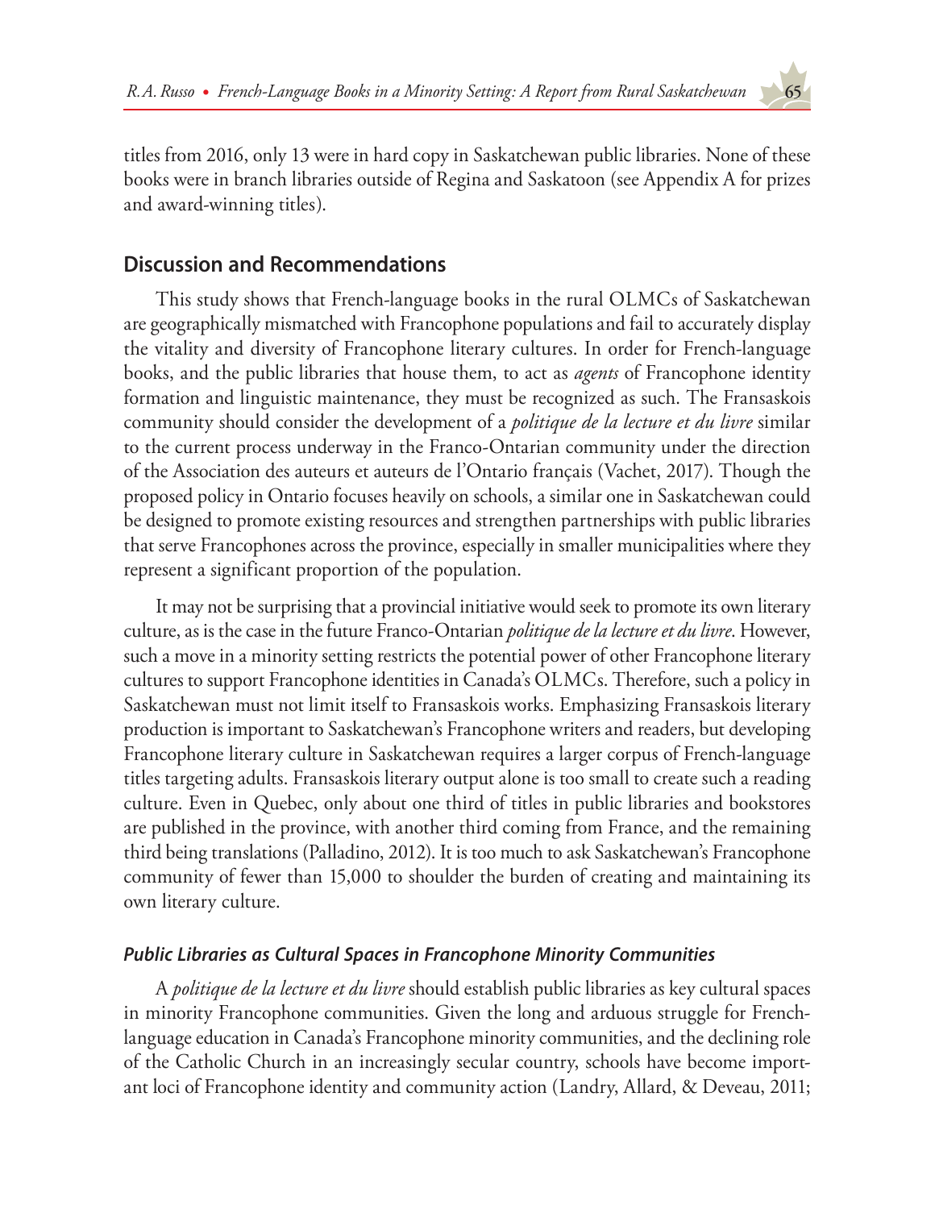titles from 2016, only 13 were in hard copy in Saskatchewan public libraries. None of these books were in branch libraries outside of Regina and Saskatoon (see Appendix A for prizes and award-winning titles).

## Discussion and Recommendations

This study shows that French-language books in the rural OLMCs of Saskatchewan are geographically mismatched with Francophone populations and fail to accurately display the vitality and diversity of Francophone literary cultures. In order for French-language books, and the public libraries that house them, to act as *agents* of Francophone identity formation and linguistic maintenance, they must be recognized as such. The Fransaskois community should consider the development of a *politique de la lecture et du livre* similar to the current process underway in the Franco-Ontarian community under the direction of the Association des auteurs et auteurs de l'Ontario français (Vachet, 2017). Though the proposed policy in Ontario focuses heavily on schools, a similar one in Saskatchewan could be designed to promote existing resources and strengthen partnerships with public libraries that serve Francophones across the province, especially in smaller municipalities where they represent a significant proportion of the population.

It may not be surprising that a provincial initiative would seek to promote its own literary culture, as is the case in the future Franco-Ontarian *politique de la lecture et du livre*. However, such a move in a minority setting restricts the potential power of other Francophone literary cultures to support Francophone identities in Canada's OLMCs. Therefore, such a policy in Saskatchewan must not limit itself to Fransaskois works. Emphasizing Fransaskois literary production is important to Saskatchewan's Francophone writers and readers, but developing Francophone literary culture in Saskatchewan requires a larger corpus of French-language titles targeting adults. Fransaskois literary output alone is too small to create such a reading culture. Even in Quebec, only about one third of titles in public libraries and bookstores are published in the province, with another third coming from France, and the remaining third being translations (Palladino, 2012). It is too much to ask Saskatchewan's Francophone community of fewer than 15,000 to shoulder the burden of creating and maintaining its own literary culture.

### *Public Libraries as Cultural Spaces in Francophone Minority Communities*

A *politique de la lecture et du livre* should establish public libraries as key cultural spaces in minority Francophone communities. Given the long and arduous struggle for French-language education in Canada's Francophone minority communities, and the declining role of the Catholic Church in an increasingly secular country, schools have become important loci of Francophone identity and community action (Landry, Allard, & Deveau, 2011;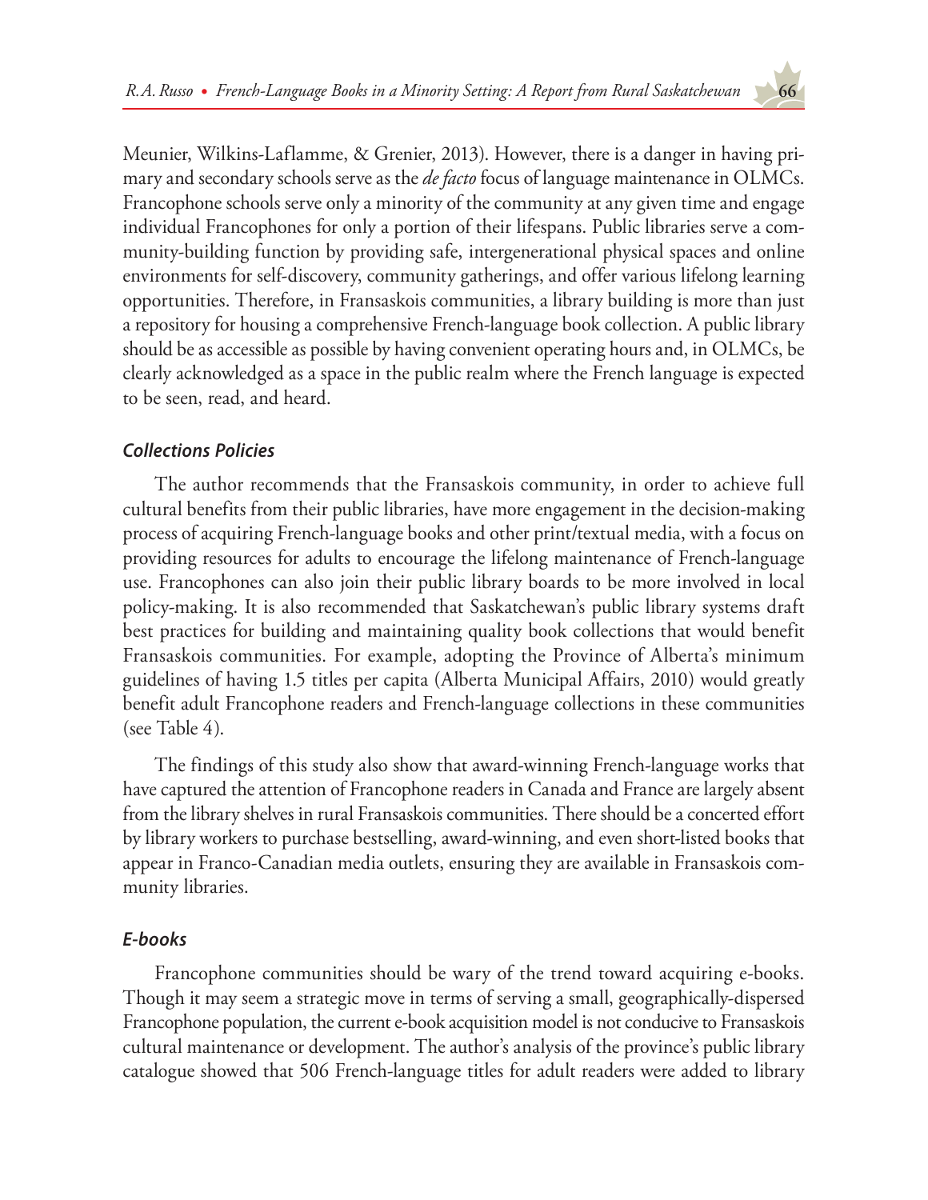Meunier, Wilkins-Laflamme, & Grenier, 2013). However, there is a danger in having primary and secondary schools serve as the *de facto* focus of language maintenance in OLMCs. Francophone schools serve only a minority of the community at any given time and engage individual Francophones for only a portion of their lifespans. Public libraries serve a community-building function by providing safe, intergenerational physical spaces and online environments for self-discovery, community gatherings, and offer various lifelong learning opportunities. Therefore, in Fransaskois communities, a library building is more than just a repository for housing a comprehensive French-language book collection. A public library should be as accessible as possible by having convenient operating hours and, in OLMCs, be clearly acknowledged as a space in the public realm where the French language is expected to be seen, read, and heard.

### *Collections Policies*

The author recommends that the Fransaskois community, in order to achieve full cultural benefits from their public libraries, have more engagement in the decision-making process of acquiring French-language books and other print/textual media, with a focus on providing resources for adults to encourage the lifelong maintenance of French-language use. Francophones can also join their public library boards to be more involved in local policy-making. It is also recommended that Saskatchewan's public library systems draft best practices for building and maintaining quality book collections that would benefit Fransaskois communities. For example, adopting the Province of Alberta's minimum guidelines of having 1.5 titles per capita (Alberta Municipal Affairs, 2010) would greatly benefit adult Francophone readers and French-language collections in these communities (see Table 4).

The findings of this study also show that award-winning French-language works that have captured the attention of Francophone readers in Canada and France are largely absent from the library shelves in rural Fransaskois communities. There should be a concerted effort by library workers to purchase bestselling, award-winning, and even short-listed books that appear in Franco-Canadian media outlets, ensuring they are available in Fransaskois community libraries.

### *E-books*

Francophone communities should be wary of the trend toward acquiring e-books. Though it may seem a strategic move in terms of serving a small, geographically-dispersed Francophone population, the current e-book acquisition model is not conducive to Fransaskois cultural maintenance or development. The author's analysis of the province's public library catalogue showed that 506 French-language titles for adult readers were added to library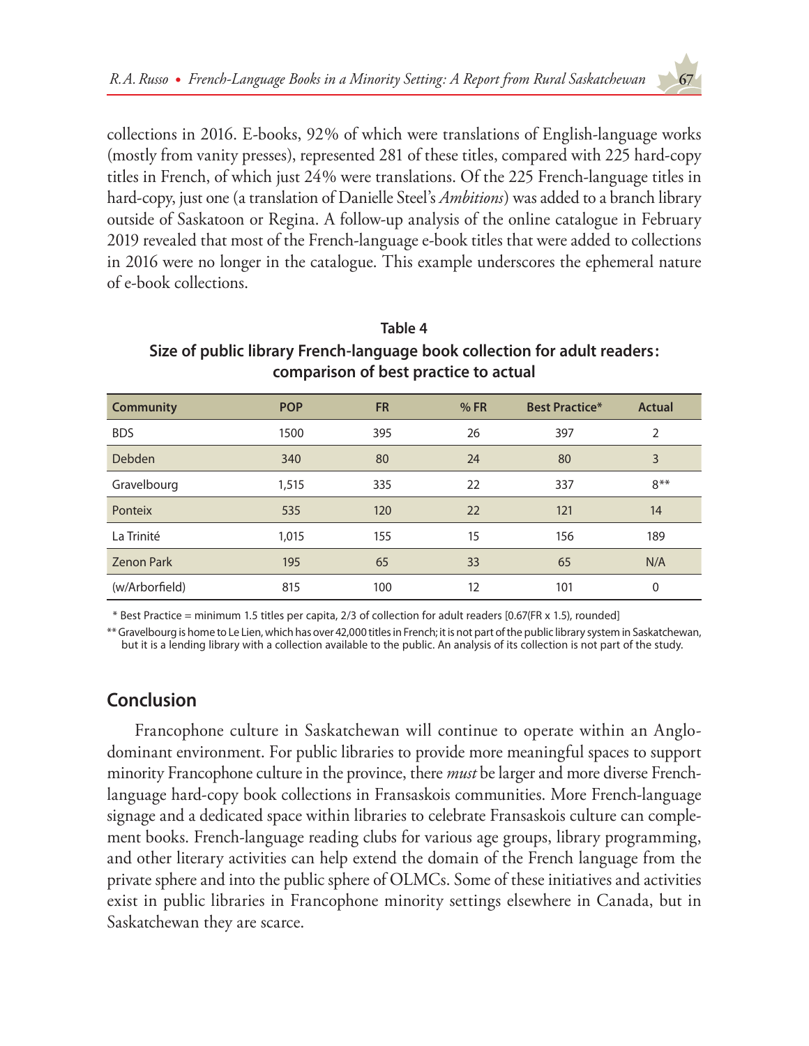collections in 2016. E-books, 92% of which were translations of English-language works (mostly from vanity presses), represented 281 of these titles, compared with 225 hard-copy titles in French, of which just 24% were translations. Of the 225 French-language titles in hard-copy, just one (a translation of Danielle Steel's *Ambitions*) was added to a branch library outside of Saskatoon or Regina. A follow-up analysis of the online catalogue in February 2019 revealed that most of the French-language e-book titles that were added to collections in 2016 were no longer in the catalogue. This example underscores the ephemeral nature of e-book collections.

**Table 4**
**Size of public library French-language book collection for adult readers: comparison of best practice to actual**

| Community | POP | FR | % FR | Best Practice* | Actual |
|---|---|---|---|---|---|
| BDS | 1500 | 395 | 26 | 397 | 2 |
| Debden | 340 | 80 | 24 | 80 | 3 |
| Gravelbourg | 1,515 | 335 | 22 | 337 | 8** |
| Ponteix | 535 | 120 | 22 | 121 | 14 |
| La Trinité | 1,015 | 155 | 15 | 156 | 189 |
| Zenon Park | 195 | 65 | 33 | 65 | N/A |
| (w/Arborfield) | 815 | 100 | 12 | 101 | 0 |

\* Best Practice = minimum 1.5 titles per capita, 2/3 of collection for adult readers [0.67(FR x 1.5), rounded]

\** Gravelbourg is home to Le Lien, which has over 42,000 titles in French; it is not part of the public library system in Saskatchewan, but it is a lending library with a collection available to the public. An analysis of its collection is not part of the study.

## Conclusion

Francophone culture in Saskatchewan will continue to operate within an Anglo-dominant environment. For public libraries to provide more meaningful spaces to support minority Francophone culture in the province, there *must* be larger and more diverse French-language hard-copy book collections in Fransaskois communities. More French-language signage and a dedicated space within libraries to celebrate Fransaskois culture can complement books. French-language reading clubs for various age groups, library programming, and other literary activities can help extend the domain of the French language from the private sphere and into the public sphere of OLMCs. Some of these initiatives and activities exist in public libraries in Francophone minority settings elsewhere in Canada, but in Saskatchewan they are scarce.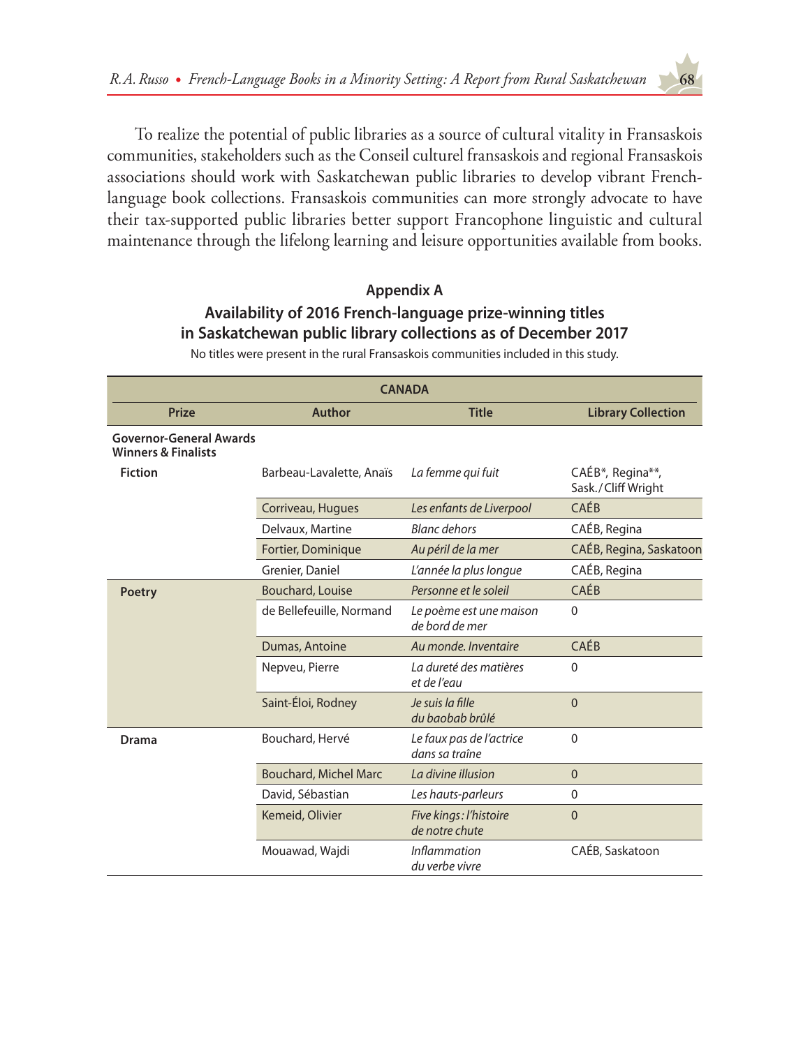To realize the potential of public libraries as a source of cultural vitality in Fransaskois communities, stakeholders such as the Conseil culturel fransaskois and regional Fransaskois associations should work with Saskatchewan public libraries to develop vibrant French-language book collections. Fransaskois communities can more strongly advocate to have their tax-supported public libraries better support Francophone linguistic and cultural maintenance through the lifelong learning and leisure opportunities available from books.

## Appendix A

### Availability of 2016 French-language prize-winning titles in Saskatchewan public library collections as of December 2017

No titles were present in the rural Fransaskois communities included in this study.

| CANADA | | | |
|---|---|---|---|
| **Prize** | **Author** | **Title** | **Library Collection** |
| **Governor-General Awards Winners & Finalists** | | | |
| **Fiction** | Barbeau-Lavalette, Anaïs | *La femme qui fuit* | CAÉB*, Regina**, Sask./Cliff Wright |
| | Corriveau, Hugues | *Les enfants de Liverpool* | CAÉB |
| | Delvaux, Martine | *Blanc dehors* | CAÉB, Regina |
| | Fortier, Dominique | *Au péril de la mer* | CAÉB, Regina, Saskatoon |
| | Grenier, Daniel | *L'année la plus longue* | CAÉB, Regina |
| **Poetry** | Bouchard, Louise | *Personne et le soleil* | CAÉB |
| | de Bellefeuille, Normand | *Le poème est une maison de bord de mer* | 0 |
| | Dumas, Antoine | *Au monde. Inventaire* | CAÉB |
| | Nepveu, Pierre | *La dureté des matières et de l'eau* | 0 |
| | Saint-Éloi, Rodney | *Je suis la fille du baobab brûlé* | 0 |
| **Drama** | Bouchard, Hervé | *Le faux pas de l'actrice dans sa traîne* | 0 |
| | Bouchard, Michel Marc | *La divine illusion* | 0 |
| | David, Sébastian | *Les hauts-parleurs* | 0 |
| | Kemeid, Olivier | *Five kings : l'histoire de notre chute* | 0 |
| | Mouawad, Wajdi | *Inflammation du verbe vivre* | CAÉB, Saskatoon |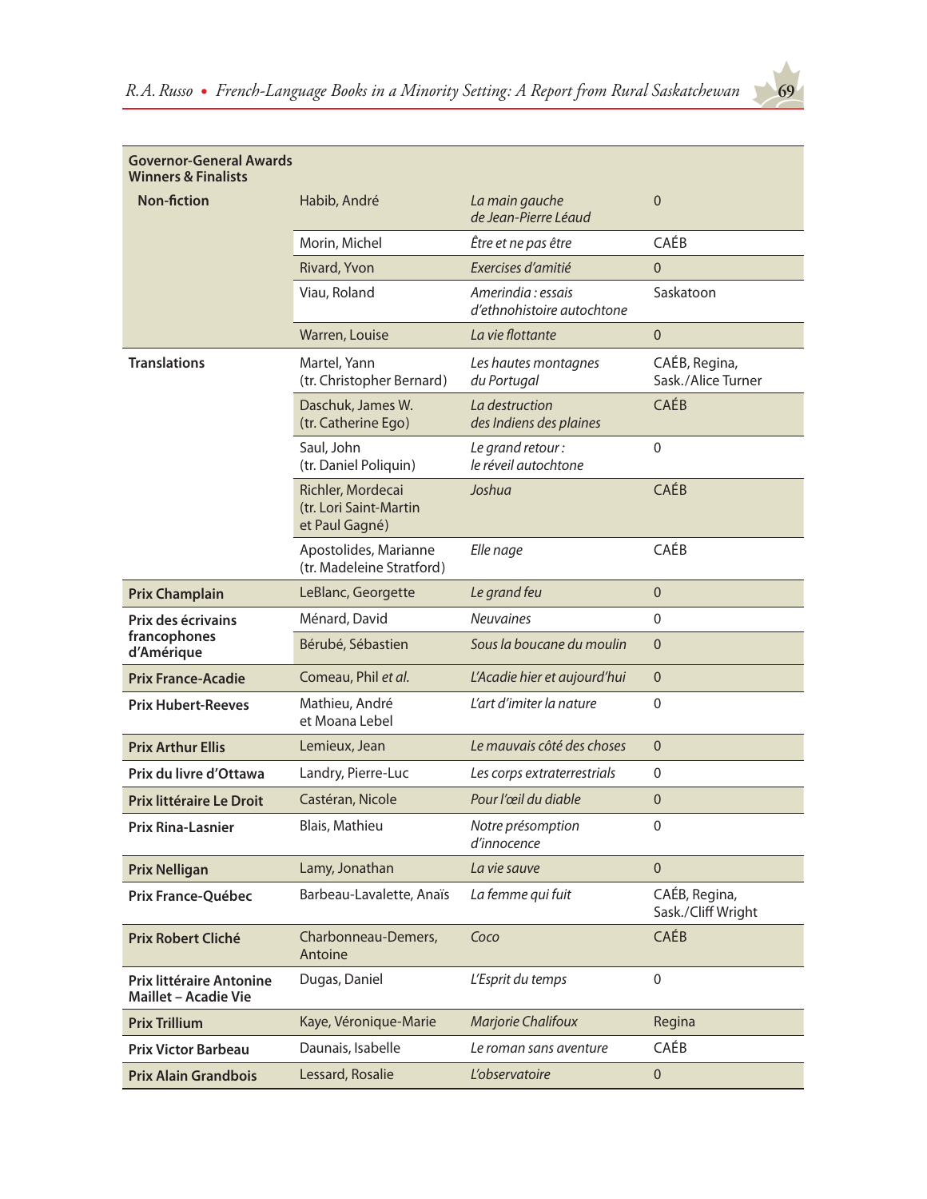| Governor-General Awards Winners & Finalists | | | |
|---|---|---|---|
| **Non-fiction** | Habib, André | *La main gauche de Jean-Pierre Léaud* | 0 |
| | Morin, Michel | *Être et ne pas être* | CAÉB |
| | Rivard, Yvon | *Exercises d'amitié* | 0 |
| | Viau, Roland | *Amerindia : essais d'ethnohistoire autochtone* | Saskatoon |
| | Warren, Louise | *La vie flottante* | 0 |
| **Translations** | Martel, Yann (tr. Christopher Bernard) | *Les hautes montagnes du Portugal* | CAÉB, Regina, Sask./Alice Turner |
| | Daschuk, James W. (tr. Catherine Ego) | *La destruction des Indiens des plaines* | CAÉB |
| | Saul, John (tr. Daniel Poliquin) | *Le grand retour : le réveil autochtone* | 0 |
| | Richler, Mordecai (tr. Lori Saint-Martin et Paul Gagné) | *Joshua* | CAÉB |
| | Apostolides, Marianne (tr. Madeleine Stratford) | *Elle nage* | CAÉB |
| **Prix Champlain** | LeBlanc, Georgette | *Le grand feu* | 0 |
| **Prix des écrivains francophones d'Amérique** | Ménard, David | *Neuvaines* | 0 |
| | Bérubé, Sébastien | *Sous la boucane du moulin* | 0 |
| **Prix France-Acadie** | Comeau, Phil *et al.* | *L'Acadie hier et aujourd'hui* | 0 |
| **Prix Hubert-Reeves** | Mathieu, André et Moana Lebel | *L'art d'imiter la nature* | 0 |
| **Prix Arthur Ellis** | Lemieux, Jean | *Le mauvais côté des choses* | 0 |
| **Prix du livre d'Ottawa** | Landry, Pierre-Luc | *Les corps extraterrestrials* | 0 |
| **Prix littéraire Le Droit** | Castéran, Nicole | *Pour l'œil du diable* | 0 |
| **Prix Rina-Lasnier** | Blais, Mathieu | *Notre présomption d'innocence* | 0 |
| **Prix Nelligan** | Lamy, Jonathan | *La vie sauve* | 0 |
| **Prix France-Québec** | Barbeau-Lavalette, Anaïs | *La femme qui fuit* | CAÉB, Regina, Sask./Cliff Wright |
| **Prix Robert Cliché** | Charbonneau-Demers, Antoine | *Coco* | CAÉB |
| **Prix littéraire Antonine Maillet – Acadie Vie** | Dugas, Daniel | *L'Esprit du temps* | 0 |
| **Prix Trillium** | Kaye, Véronique-Marie | *Marjorie Chalifoux* | Regina |
| **Prix Victor Barbeau** | Daunais, Isabelle | *Le roman sans aventure* | CAÉB |
| **Prix Alain Grandbois** | Lessard, Rosalie | *L'observatoire* | 0 |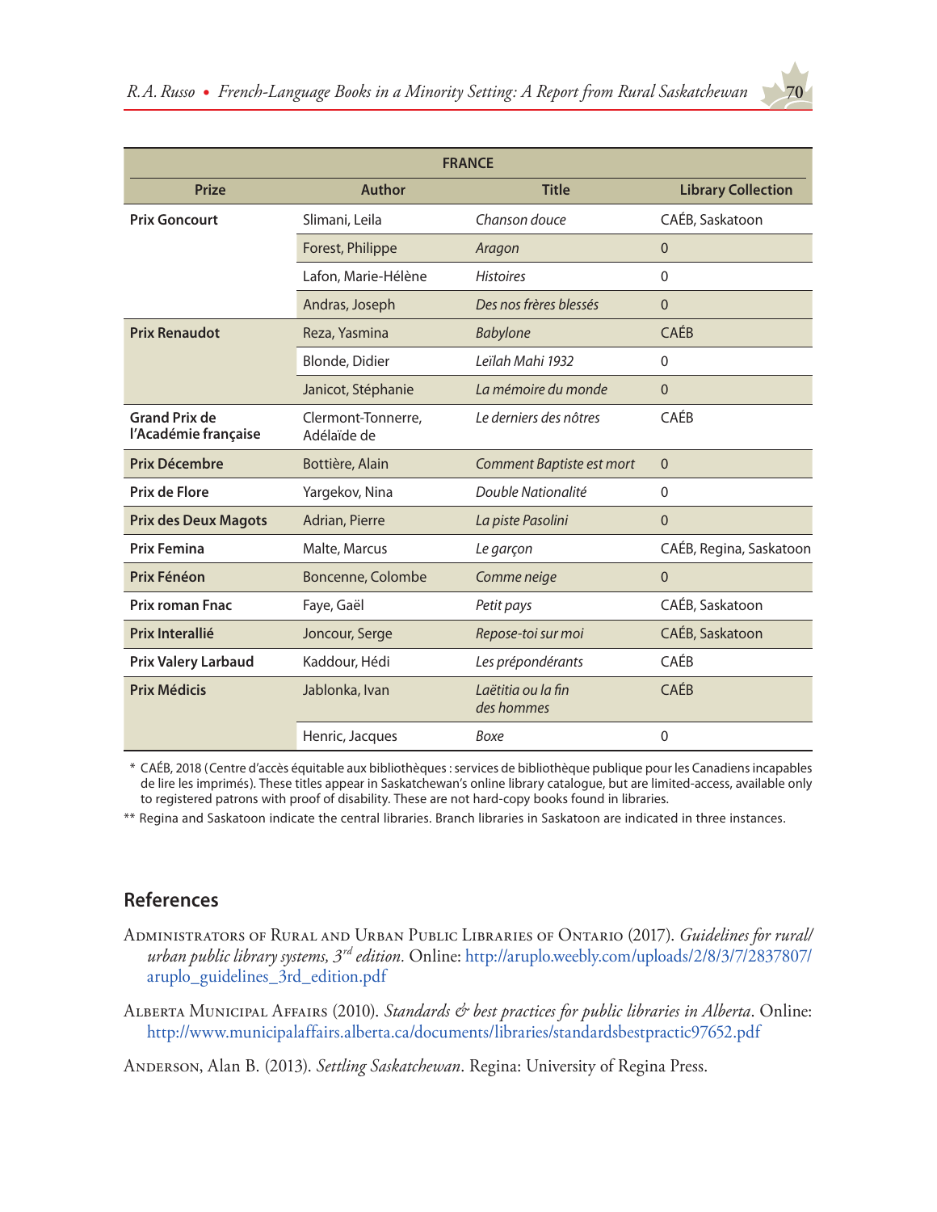| FRANCE | | | |
|---|---|---|---|
| **Prize** | **Author** | **Title** | **Library Collection** |
| **Prix Goncourt** | Slimani, Leila | *Chanson douce* | CAÉB, Saskatoon |
| | Forest, Philippe | *Aragon* | 0 |
| | Lafon, Marie-Hélène | *Histoires* | 0 |
| | Andras, Joseph | *Des nos frères blessés* | 0 |
| **Prix Renaudot** | Reza, Yasmina | *Babylone* | CAÉB |
| | Blonde, Didier | *Leïlah Mahi 1932* | 0 |
| | Janicot, Stéphanie | *La mémoire du monde* | 0 |
| **Grand Prix de l'Académie française** | Clermont-Tonnerre, Adélaïde de | *Le derniers des nôtres* | CAÉB |
| **Prix Décembre** | Bottière, Alain | *Comment Baptiste est mort* | 0 |
| **Prix de Flore** | Yargekov, Nina | *Double Nationalité* | 0 |
| **Prix des Deux Magots** | Adrian, Pierre | *La piste Pasolini* | 0 |
| **Prix Femina** | Malte, Marcus | *Le garçon* | CAÉB, Regina, Saskatoon |
| **Prix Fénéon** | Boncenne, Colombe | *Comme neige* | 0 |
| **Prix roman Fnac** | Faye, Gaël | *Petit pays* | CAÉB, Saskatoon |
| **Prix Interallié** | Joncour, Serge | *Repose-toi sur moi* | CAÉB, Saskatoon |
| **Prix Valery Larbaud** | Kaddour, Hédi | *Les prépondérants* | CAÉB |
| **Prix Médicis** | Jablonka, Ivan | *Laëtitia ou la fin des hommes* | CAÉB |
| | Henric, Jacques | *Boxe* | 0 |

* CAÉB, 2018 (Centre d'accès équitable aux bibliothèques : services de bibliothèque publique pour les Canadiens incapables de lire les imprimés). These titles appear in Saskatchewan's online library catalogue, but are limited-access, available only to registered patrons with proof of disability. These are not hard-copy books found in libraries.

** Regina and Saskatoon indicate the central libraries. Branch libraries in Saskatoon are indicated in three instances.

## References

Administrators of Rural and Urban Public Libraries of Ontario (2017). *Guidelines for rural/urban public library systems, 3rd edition*. Online: http://aruplo.weebly.com/uploads/2/8/3/7/2837807/aruplo_guidelines_3rd_edition.pdf

Alberta Municipal Affairs (2010). *Standards & best practices for public libraries in Alberta*. Online: http://www.municipalaffairs.alberta.ca/documents/libraries/standardsbestpractic97652.pdf

Anderson, Alan B. (2013). *Settling Saskatchewan*. Regina: University of Regina Press.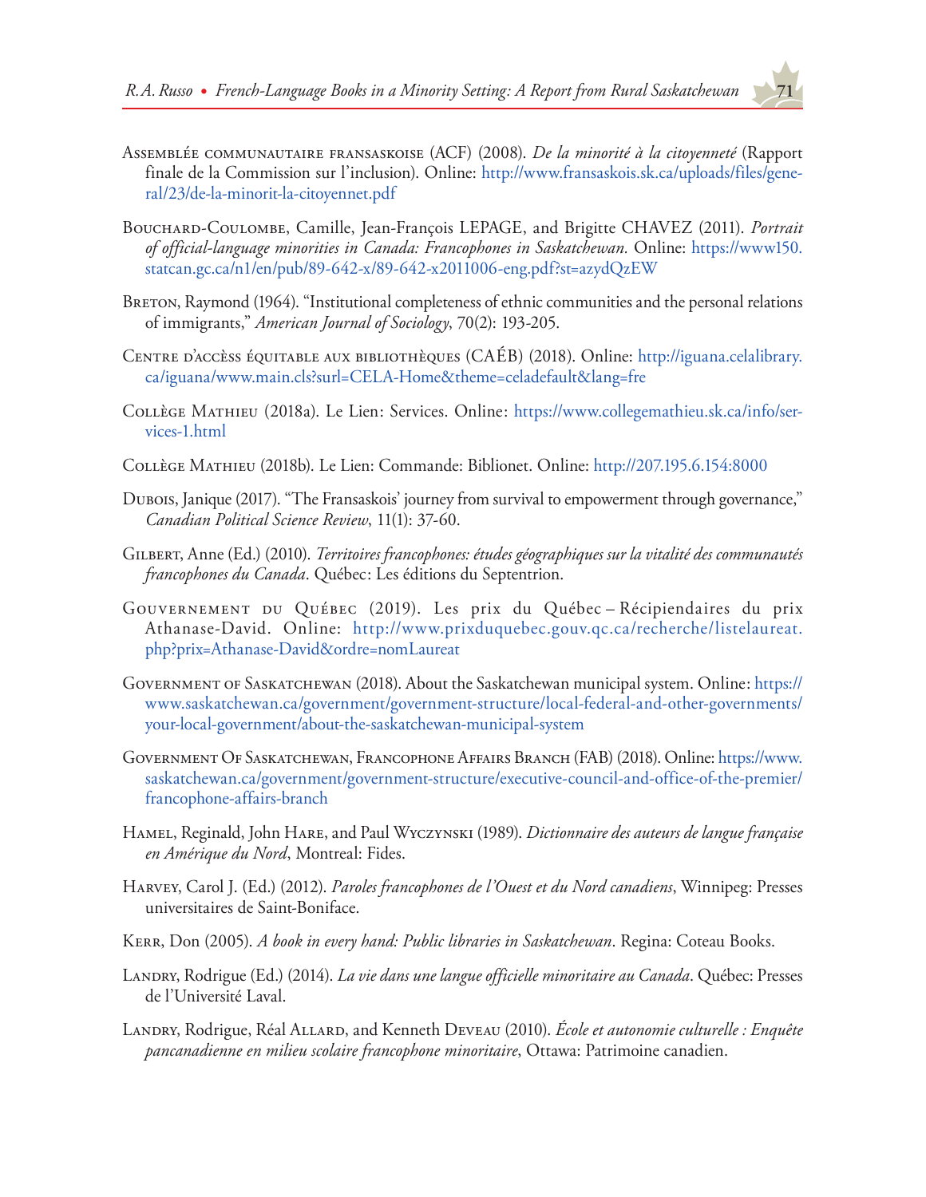Assemblée communautaire fransaskoise (ACF) (2008). *De la minorité à la citoyenneté* (Rapport finale de la Commission sur l'inclusion). Online: http://www.fransaskois.sk.ca/uploads/files/general/23/de-la-minorit-la-citoyennet.pdf

Bouchard-Coulombe, Camille, Jean-François LEPAGE, and Brigitte CHAVEZ (2011). *Portrait of official-language minorities in Canada: Francophones in Saskatchewan.* Online: https://www150.statcan.gc.ca/n1/en/pub/89-642-x/89-642-x2011006-eng.pdf?st=azydQzEW

Breton, Raymond (1964). "Institutional completeness of ethnic communities and the personal relations of immigrants," *American Journal of Sociology*, 70(2): 193-205.

Centre d'accèss équitable aux bibliothèques (CAÉB) (2018). Online: http://iguana.celalibrary.ca/iguana/www.main.cls?surl=CELA-Home&theme=celadefault&lang=fre

Collège Mathieu (2018a). Le Lien: Services. Online: https://www.collegemathieu.sk.ca/info/services-1.html

Collège Mathieu (2018b). Le Lien: Commande: Biblionet. Online: http://207.195.6.154:8000

Dubois, Janique (2017). "The Fransaskois' journey from survival to empowerment through governance," *Canadian Political Science Review*, 11(1): 37-60.

Gilbert, Anne (Ed.) (2010). *Territoires francophones: études géographiques sur la vitalité des communautés francophones du Canada*. Québec: Les éditions du Septentrion.

Gouvernement du Québec (2019). Les prix du Québec – Récipiendaires du prix Athanase-David. Online: http://www.prixduquebec.gouv.qc.ca/recherche/listelaureat.php?prix=Athanase-David&ordre=nomLaureat

Government of Saskatchewan (2018). About the Saskatchewan municipal system. Online: https://www.saskatchewan.ca/government/government-structure/local-federal-and-other-governments/your-local-government/about-the-saskatchewan-municipal-system

Government Of Saskatchewan, Francophone Affairs Branch (FAB) (2018). Online: https://www.saskatchewan.ca/government/government-structure/executive-council-and-office-of-the-premier/francophone-affairs-branch

Hamel, Reginald, John Hare, and Paul Wyczynski (1989). *Dictionnaire des auteurs de langue française en Amérique du Nord*, Montreal: Fides.

Harvey, Carol J. (Ed.) (2012). *Paroles francophones de l'Ouest et du Nord canadiens*, Winnipeg: Presses universitaires de Saint-Boniface.

Kerr, Don (2005). *A book in every hand: Public libraries in Saskatchewan*. Regina: Coteau Books.

Landry, Rodrigue (Ed.) (2014). *La vie dans une langue officielle minoritaire au Canada*. Québec: Presses de l'Université Laval.

Landry, Rodrigue, Réal Allard, and Kenneth Deveau (2010). *École et autonomie culturelle : Enquête pancanadienne en milieu scolaire francophone minoritaire*, Ottawa: Patrimoine canadien.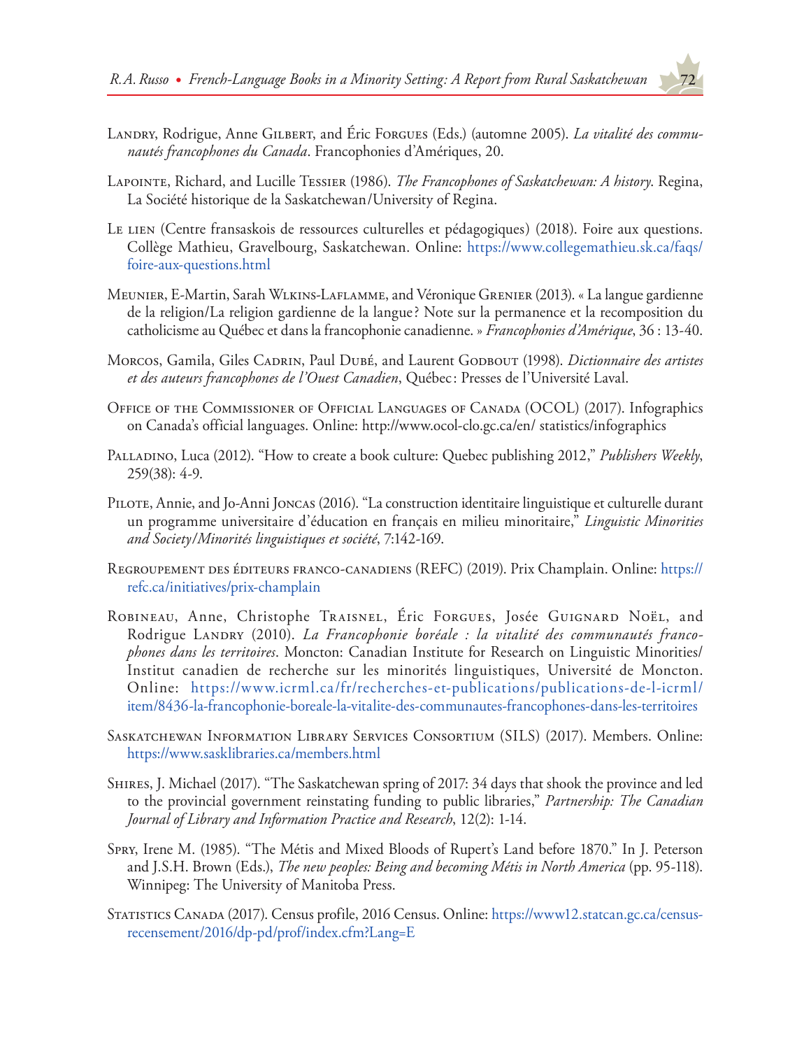Landry, Rodrigue, Anne Gilbert, and Éric Forgues (Eds.) (automne 2005). *La vitalité des communautés francophones du Canada*. Francophonies d'Amériques, 20.

Lapointe, Richard, and Lucille Tessier (1986). *The Francophones of Saskatchewan: A history*. Regina, La Société historique de la Saskatchewan/University of Regina.

Le lien (Centre fransaskois de ressources culturelles et pédagogiques) (2018). Foire aux questions. Collège Mathieu, Gravelbourg, Saskatchewan. Online: https://www.collegemathieu.sk.ca/faqs/foire-aux-questions.html

Meunier, E-Martin, Sarah Wlkins-Laflamme, and Véronique Grenier (2013). « La langue gardienne de la religion/La religion gardienne de la langue? Note sur la permanence et la recomposition du catholicisme au Québec et dans la francophonie canadienne. » *Francophonies d'Amérique*, 36 : 13-40.

Morcos, Gamila, Giles Cadrin, Paul Dubé, and Laurent Godbout (1998). *Dictionnaire des artistes et des auteurs francophones de l'Ouest Canadien*, Québec: Presses de l'Université Laval.

Office of the Commissioner of Official Languages of Canada (OCOL) (2017). Infographics on Canada's official languages. Online: http://www.ocol-clo.gc.ca/en/ statistics/infographics

Palladino, Luca (2012). "How to create a book culture: Quebec publishing 2012," *Publishers Weekly*, 259(38): 4-9.

Pilote, Annie, and Jo-Anni Joncas (2016). "La construction identitaire linguistique et culturelle durant un programme universitaire d'éducation en français en milieu minoritaire," *Linguistic Minorities and Society/Minorités linguistiques et société*, 7:142-169.

Regroupement des éditeurs franco-canadiens (REFC) (2019). Prix Champlain. Online: https://refc.ca/initiatives/prix-champlain

Robineau, Anne, Christophe Traisnel, Éric Forgues, Josée Guignard Noël, and Rodrigue Landry (2010). *La Francophonie boréale : la vitalité des communautés francophones dans les territoires*. Moncton: Canadian Institute for Research on Linguistic Minorities/Institut canadien de recherche sur les minorités linguistiques, Université de Moncton. Online: https://www.icrml.ca/fr/recherches-et-publications/publications-de-l-icrml/item/8436-la-francophonie-boreale-la-vitalite-des-communautes-francophones-dans-les-territoires

Saskatchewan Information Library Services Consortium (SILS) (2017). Members. Online: https://www.sasklibraries.ca/members.html

Shires, J. Michael (2017). "The Saskatchewan spring of 2017: 34 days that shook the province and led to the provincial government reinstating funding to public libraries," *Partnership: The Canadian Journal of Library and Information Practice and Research*, 12(2): 1-14.

Spry, Irene M. (1985). "The Métis and Mixed Bloods of Rupert's Land before 1870." In J. Peterson and J.S.H. Brown (Eds.), *The new peoples: Being and becoming Métis in North America* (pp. 95-118). Winnipeg: The University of Manitoba Press.

Statistics Canada (2017). Census profile, 2016 Census. Online: https://www12.statcan.gc.ca/census-recensement/2016/dp-pd/prof/index.cfm?Lang=E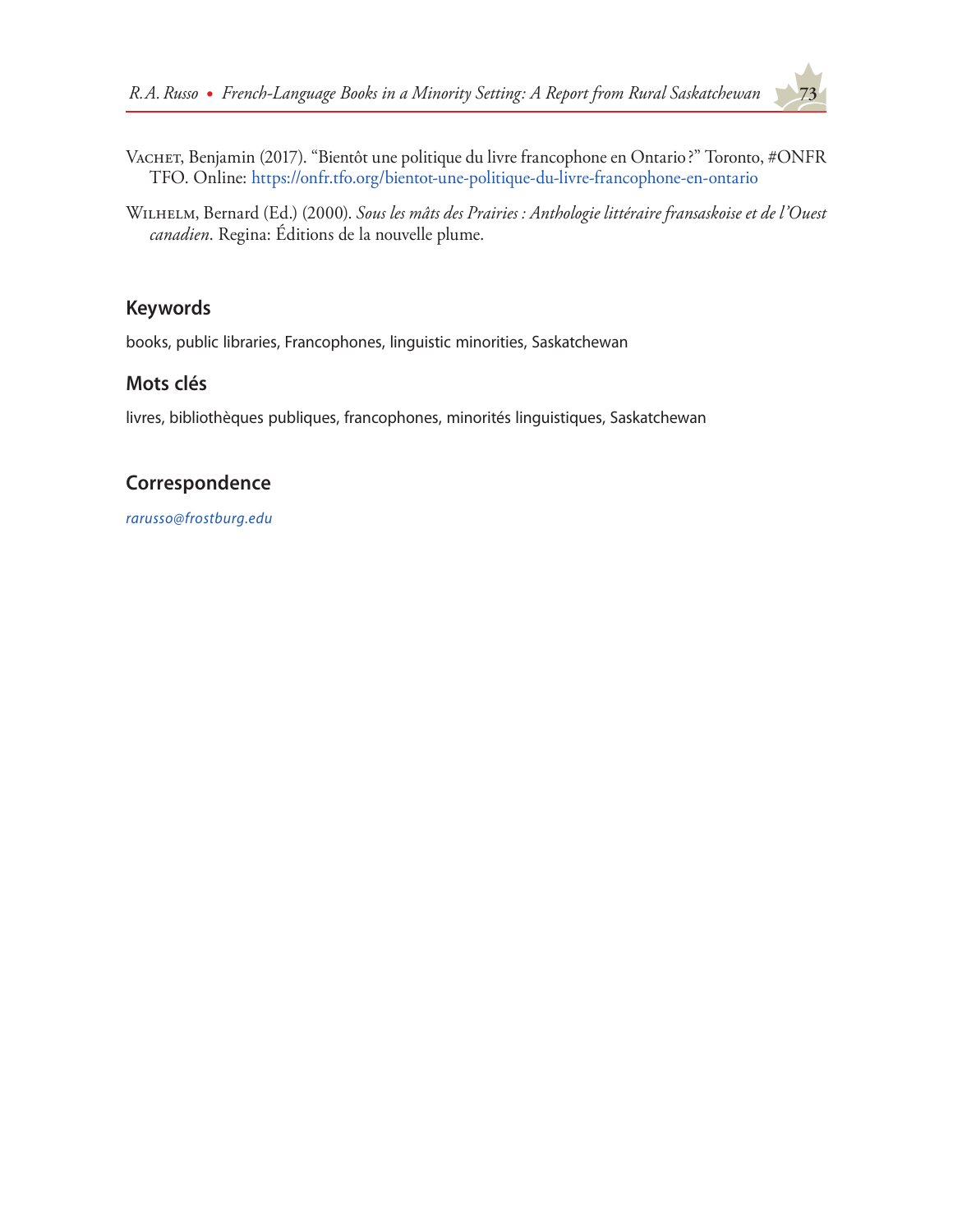Vachet, Benjamin (2017). “Bientôt une politique du livre francophone en Ontario ?” Toronto, #ONFR TFO. Online: https://onfr.tfo.org/bientot-une-politique-du-livre-francophone-en-ontario

Wilhelm, Bernard (Ed.) (2000). *Sous les mâts des Prairies : Anthologie littéraire fransaskoise et de l’Ouest canadien*. Regina: Éditions de la nouvelle plume.

## Keywords

books, public libraries, Francophones, linguistic minorities, Saskatchewan

## Mots clés

livres, bibliothèques publiques, francophones, minorités linguistiques, Saskatchewan

## Correspondence

*rarusso@frostburg.edu*